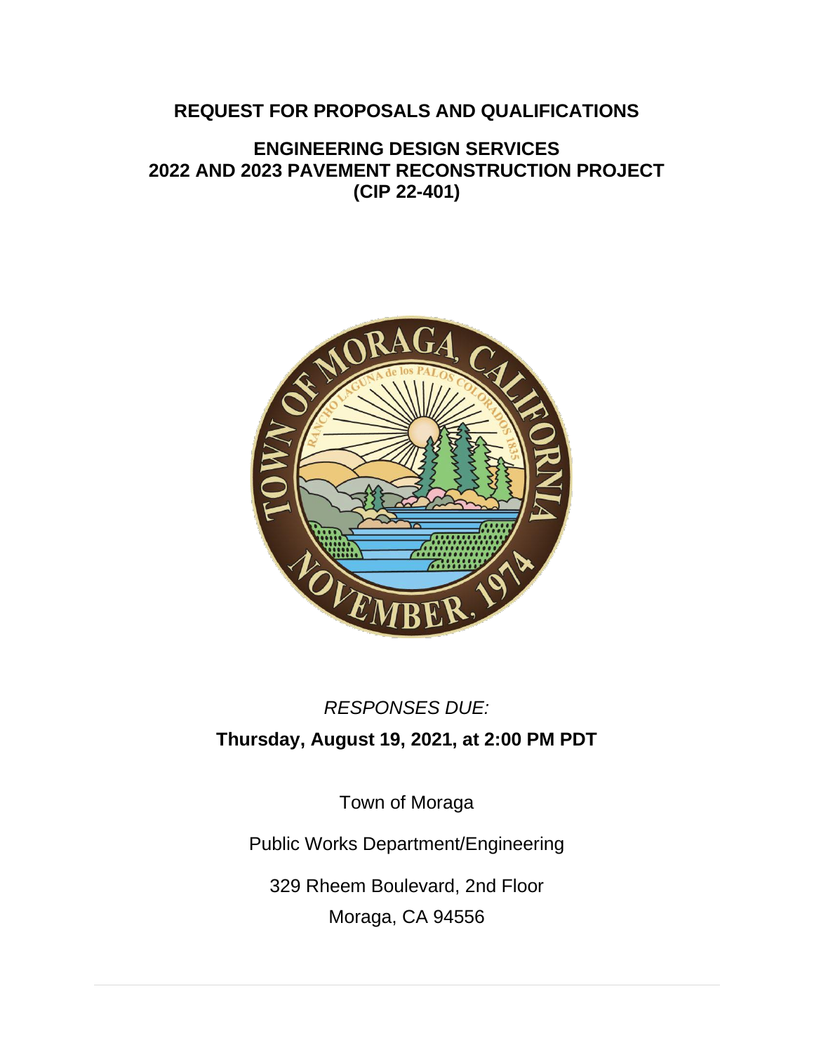# REQUEST FOR PROPOSALS AND QUALIFICATIONS

## ENGINEERING DESIGN SERVICES
## 2022 AND 2023 PAVEMENT RECONSTRUCTION PROJECT
## (CIP 22-401)

*RESPONSES DUE:*

**Thursday, August 19, 2021, at 2:00 PM PDT**

Town of Moraga

Public Works Department/Engineering

329 Rheem Boulevard, 2nd Floor

Moraga, CA 94556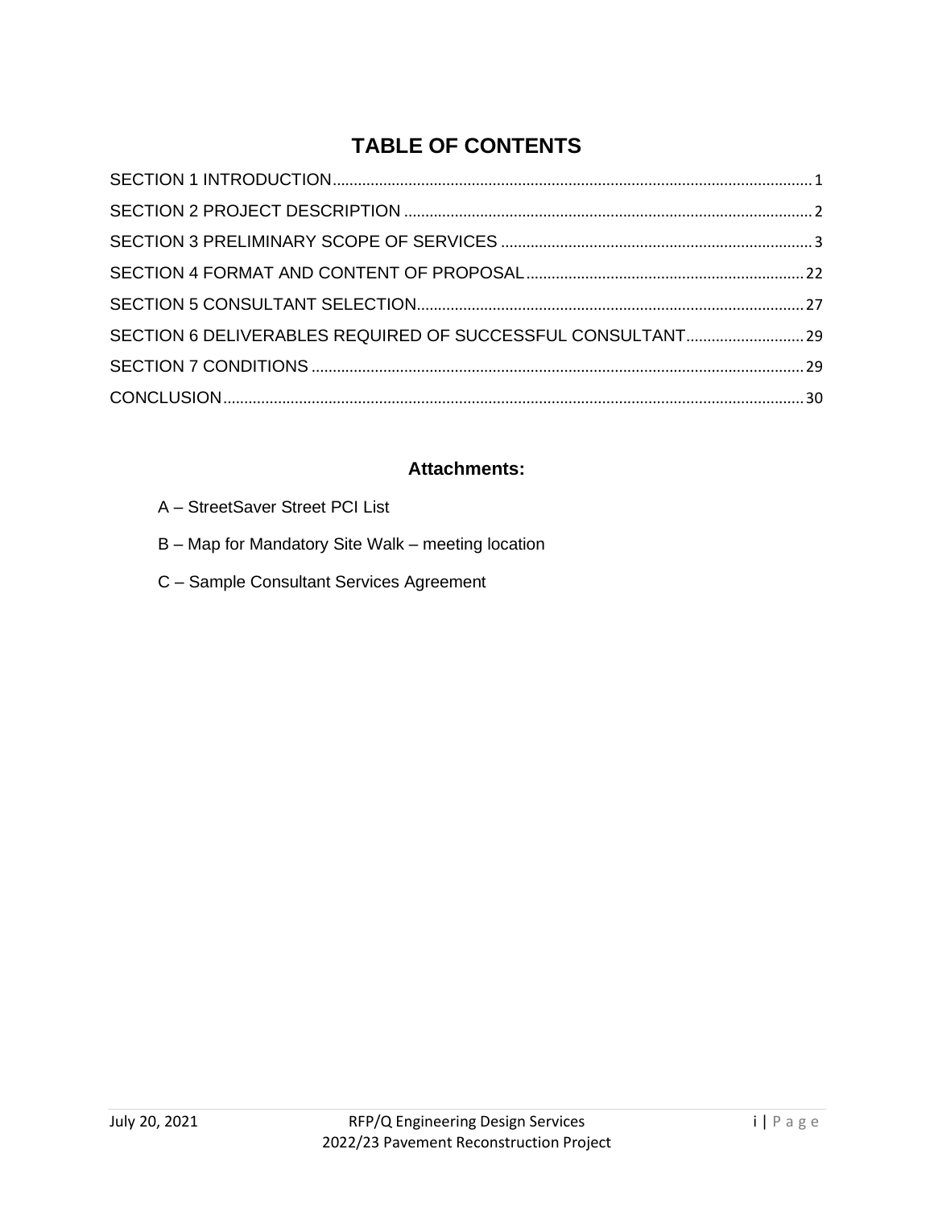# TABLE OF CONTENTS

SECTION 1 INTRODUCTION .......... 1

SECTION 2 PROJECT DESCRIPTION .......... 2

SECTION 3 PRELIMINARY SCOPE OF SERVICES .......... 3

SECTION 4 FORMAT AND CONTENT OF PROPOSAL .......... 22

SECTION 5 CONSULTANT SELECTION .......... 27

SECTION 6 DELIVERABLES REQUIRED OF SUCCESSFUL CONSULTANT .......... 29

SECTION 7 CONDITIONS .......... 29

CONCLUSION .......... 30

## Attachments:

A – StreetSaver Street PCI List

B – Map for Mandatory Site Walk – meeting location

C – Sample Consultant Services Agreement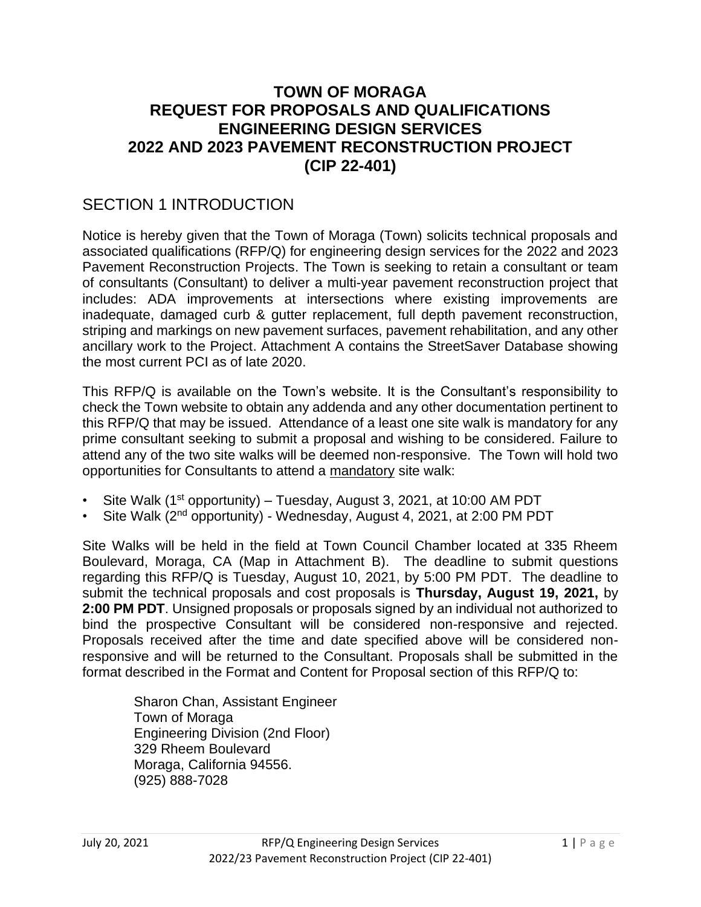# TOWN OF MORAGA
# REQUEST FOR PROPOSALS AND QUALIFICATIONS
# ENGINEERING DESIGN SERVICES
# 2022 AND 2023 PAVEMENT RECONSTRUCTION PROJECT
# (CIP 22-401)

## SECTION 1 INTRODUCTION

Notice is hereby given that the Town of Moraga (Town) solicits technical proposals and associated qualifications (RFP/Q) for engineering design services for the 2022 and 2023 Pavement Reconstruction Projects. The Town is seeking to retain a consultant or team of consultants (Consultant) to deliver a multi-year pavement reconstruction project that includes: ADA improvements at intersections where existing improvements are inadequate, damaged curb & gutter replacement, full depth pavement reconstruction, striping and markings on new pavement surfaces, pavement rehabilitation, and any other ancillary work to the Project. Attachment A contains the StreetSaver Database showing the most current PCI as of late 2020.

This RFP/Q is available on the Town's website. It is the Consultant's responsibility to check the Town website to obtain any addenda and any other documentation pertinent to this RFP/Q that may be issued. Attendance of a least one site walk is mandatory for any prime consultant seeking to submit a proposal and wishing to be considered. Failure to attend any of the two site walks will be deemed non-responsive. The Town will hold two opportunities for Consultants to attend a mandatory site walk:

- Site Walk (1st opportunity) – Tuesday, August 3, 2021, at 10:00 AM PDT
- Site Walk (2nd opportunity) - Wednesday, August 4, 2021, at 2:00 PM PDT

Site Walks will be held in the field at Town Council Chamber located at 335 Rheem Boulevard, Moraga, CA (Map in Attachment B). The deadline to submit questions regarding this RFP/Q is Tuesday, August 10, 2021, by 5:00 PM PDT. The deadline to submit the technical proposals and cost proposals is **Thursday, August 19, 2021,** by **2:00 PM PDT**. Unsigned proposals or proposals signed by an individual not authorized to bind the prospective Consultant will be considered non-responsive and rejected. Proposals received after the time and date specified above will be considered non-responsive and will be returned to the Consultant. Proposals shall be submitted in the format described in the Format and Content for Proposal section of this RFP/Q to:

Sharon Chan, Assistant Engineer
Town of Moraga
Engineering Division (2nd Floor)
329 Rheem Boulevard
Moraga, California 94556.
(925) 888-7028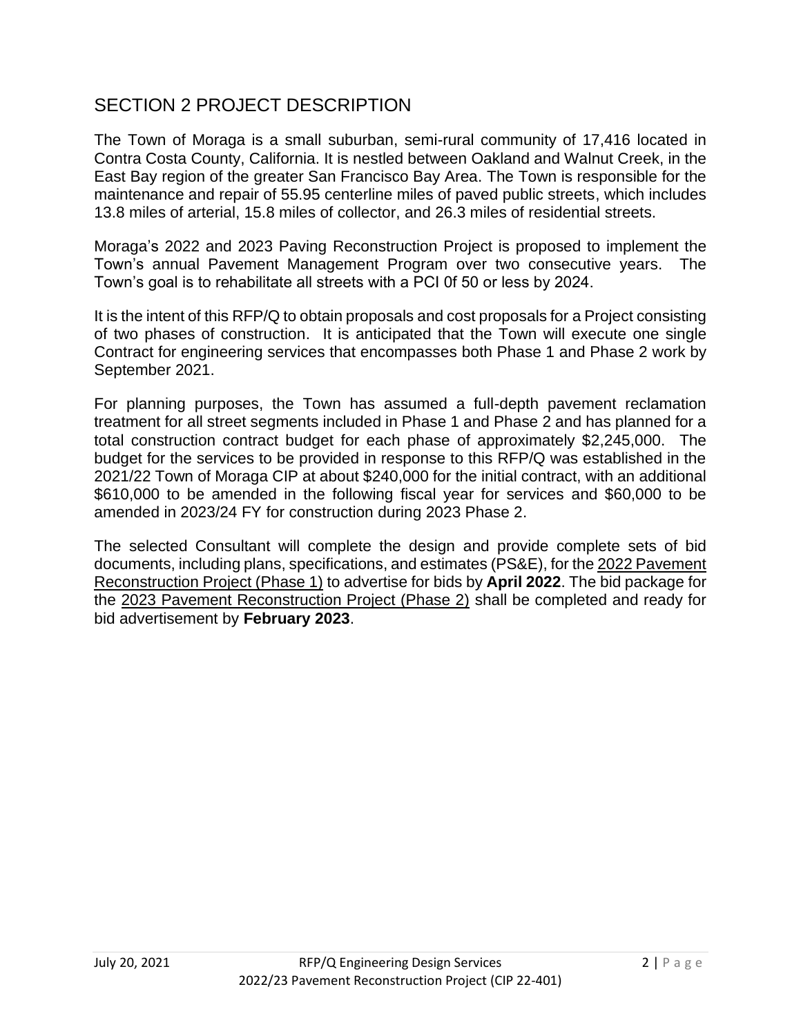## SECTION 2 PROJECT DESCRIPTION

The Town of Moraga is a small suburban, semi-rural community of 17,416 located in Contra Costa County, California. It is nestled between Oakland and Walnut Creek, in the East Bay region of the greater San Francisco Bay Area. The Town is responsible for the maintenance and repair of 55.95 centerline miles of paved public streets, which includes 13.8 miles of arterial, 15.8 miles of collector, and 26.3 miles of residential streets.

Moraga's 2022 and 2023 Paving Reconstruction Project is proposed to implement the Town's annual Pavement Management Program over two consecutive years. The Town's goal is to rehabilitate all streets with a PCI 0f 50 or less by 2024.

It is the intent of this RFP/Q to obtain proposals and cost proposals for a Project consisting of two phases of construction. It is anticipated that the Town will execute one single Contract for engineering services that encompasses both Phase 1 and Phase 2 work by September 2021.

For planning purposes, the Town has assumed a full-depth pavement reclamation treatment for all street segments included in Phase 1 and Phase 2 and has planned for a total construction contract budget for each phase of approximately $2,245,000. The budget for the services to be provided in response to this RFP/Q was established in the 2021/22 Town of Moraga CIP at about $240,000 for the initial contract, with an additional $610,000 to be amended in the following fiscal year for services and $60,000 to be amended in 2023/24 FY for construction during 2023 Phase 2.

The selected Consultant will complete the design and provide complete sets of bid documents, including plans, specifications, and estimates (PS&E), for the 2022 Pavement Reconstruction Project (Phase 1) to advertise for bids by **April 2022**. The bid package for the 2023 Pavement Reconstruction Project (Phase 2) shall be completed and ready for bid advertisement by **February 2023**.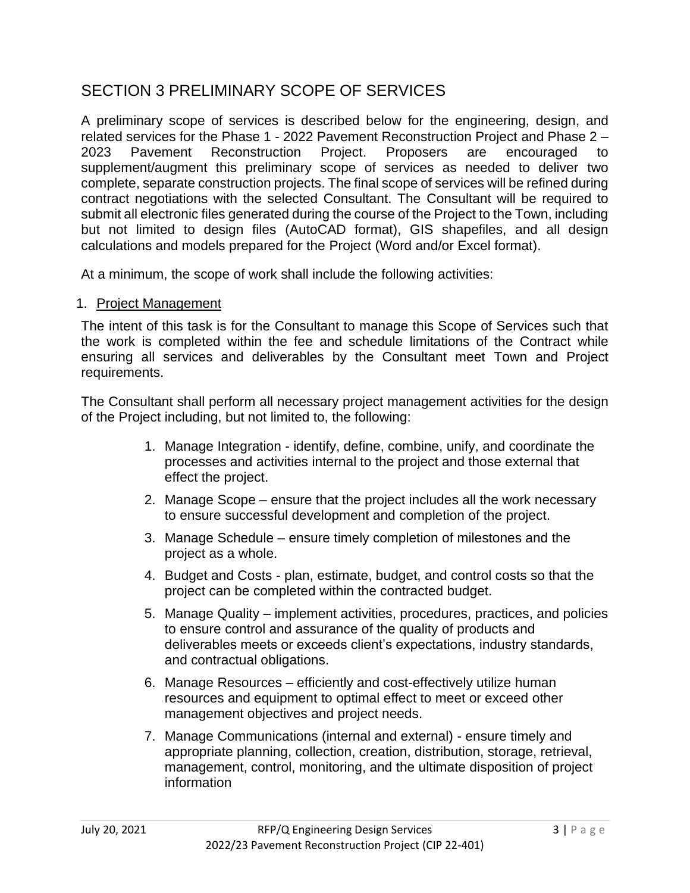## SECTION 3 PRELIMINARY SCOPE OF SERVICES

A preliminary scope of services is described below for the engineering, design, and related services for the Phase 1 - 2022 Pavement Reconstruction Project and Phase 2 – 2023 Pavement Reconstruction Project. Proposers are encouraged to supplement/augment this preliminary scope of services as needed to deliver two complete, separate construction projects. The final scope of services will be refined during contract negotiations with the selected Consultant. The Consultant will be required to submit all electronic files generated during the course of the Project to the Town, including but not limited to design files (AutoCAD format), GIS shapefiles, and all design calculations and models prepared for the Project (Word and/or Excel format).

At a minimum, the scope of work shall include the following activities:

1. Project Management

The intent of this task is for the Consultant to manage this Scope of Services such that the work is completed within the fee and schedule limitations of the Contract while ensuring all services and deliverables by the Consultant meet Town and Project requirements.

The Consultant shall perform all necessary project management activities for the design of the Project including, but not limited to, the following:

1. Manage Integration - identify, define, combine, unify, and coordinate the processes and activities internal to the project and those external that effect the project.
2. Manage Scope – ensure that the project includes all the work necessary to ensure successful development and completion of the project.
3. Manage Schedule – ensure timely completion of milestones and the project as a whole.
4. Budget and Costs - plan, estimate, budget, and control costs so that the project can be completed within the contracted budget.
5. Manage Quality – implement activities, procedures, practices, and policies to ensure control and assurance of the quality of products and deliverables meets or exceeds client's expectations, industry standards, and contractual obligations.
6. Manage Resources – efficiently and cost-effectively utilize human resources and equipment to optimal effect to meet or exceed other management objectives and project needs.
7. Manage Communications (internal and external) - ensure timely and appropriate planning, collection, creation, distribution, storage, retrieval, management, control, monitoring, and the ultimate disposition of project information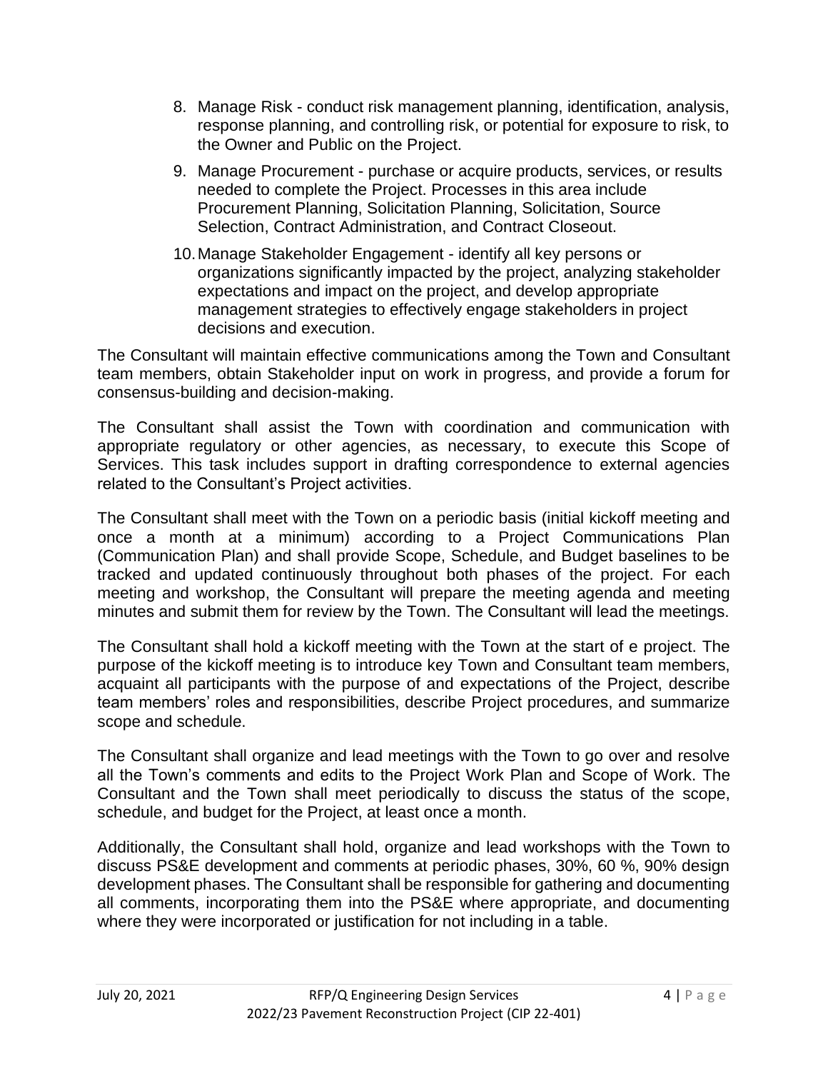8. Manage Risk - conduct risk management planning, identification, analysis, response planning, and controlling risk, or potential for exposure to risk, to the Owner and Public on the Project.
9. Manage Procurement - purchase or acquire products, services, or results needed to complete the Project. Processes in this area include Procurement Planning, Solicitation Planning, Solicitation, Source Selection, Contract Administration, and Contract Closeout.
10. Manage Stakeholder Engagement - identify all key persons or organizations significantly impacted by the project, analyzing stakeholder expectations and impact on the project, and develop appropriate management strategies to effectively engage stakeholders in project decisions and execution.

The Consultant will maintain effective communications among the Town and Consultant team members, obtain Stakeholder input on work in progress, and provide a forum for consensus-building and decision-making.

The Consultant shall assist the Town with coordination and communication with appropriate regulatory or other agencies, as necessary, to execute this Scope of Services. This task includes support in drafting correspondence to external agencies related to the Consultant's Project activities.

The Consultant shall meet with the Town on a periodic basis (initial kickoff meeting and once a month at a minimum) according to a Project Communications Plan (Communication Plan) and shall provide Scope, Schedule, and Budget baselines to be tracked and updated continuously throughout both phases of the project. For each meeting and workshop, the Consultant will prepare the meeting agenda and meeting minutes and submit them for review by the Town. The Consultant will lead the meetings.

The Consultant shall hold a kickoff meeting with the Town at the start of e project. The purpose of the kickoff meeting is to introduce key Town and Consultant team members, acquaint all participants with the purpose of and expectations of the Project, describe team members' roles and responsibilities, describe Project procedures, and summarize scope and schedule.

The Consultant shall organize and lead meetings with the Town to go over and resolve all the Town's comments and edits to the Project Work Plan and Scope of Work. The Consultant and the Town shall meet periodically to discuss the status of the scope, schedule, and budget for the Project, at least once a month.

Additionally, the Consultant shall hold, organize and lead workshops with the Town to discuss PS&E development and comments at periodic phases, 30%, 60 %, 90% design development phases. The Consultant shall be responsible for gathering and documenting all comments, incorporating them into the PS&E where appropriate, and documenting where they were incorporated or justification for not including in a table.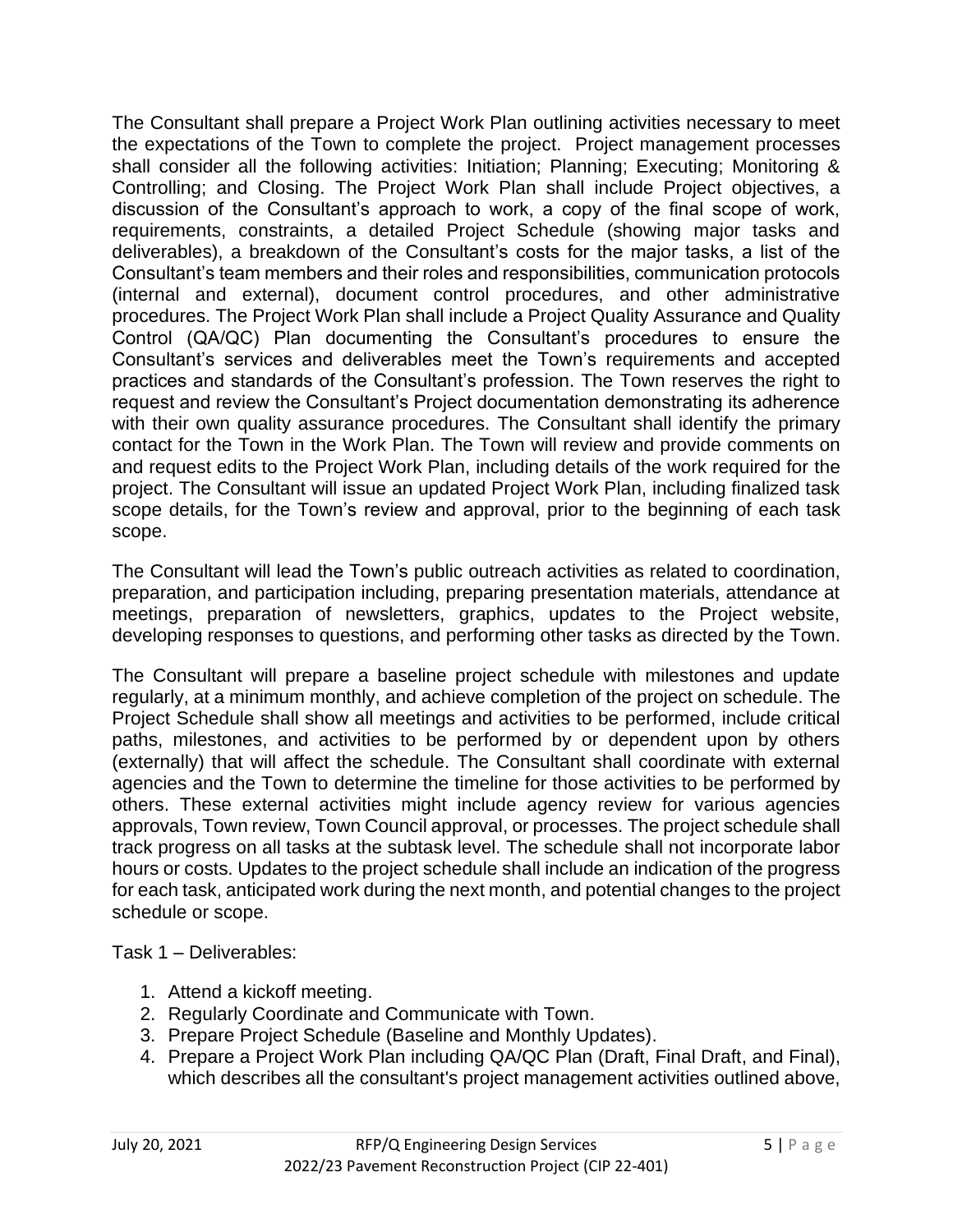The Consultant shall prepare a Project Work Plan outlining activities necessary to meet the expectations of the Town to complete the project. Project management processes shall consider all the following activities: Initiation; Planning; Executing; Monitoring & Controlling; and Closing. The Project Work Plan shall include Project objectives, a discussion of the Consultant's approach to work, a copy of the final scope of work, requirements, constraints, a detailed Project Schedule (showing major tasks and deliverables), a breakdown of the Consultant's costs for the major tasks, a list of the Consultant's team members and their roles and responsibilities, communication protocols (internal and external), document control procedures, and other administrative procedures. The Project Work Plan shall include a Project Quality Assurance and Quality Control (QA/QC) Plan documenting the Consultant's procedures to ensure the Consultant's services and deliverables meet the Town's requirements and accepted practices and standards of the Consultant's profession. The Town reserves the right to request and review the Consultant's Project documentation demonstrating its adherence with their own quality assurance procedures. The Consultant shall identify the primary contact for the Town in the Work Plan. The Town will review and provide comments on and request edits to the Project Work Plan, including details of the work required for the project. The Consultant will issue an updated Project Work Plan, including finalized task scope details, for the Town's review and approval, prior to the beginning of each task scope.

The Consultant will lead the Town's public outreach activities as related to coordination, preparation, and participation including, preparing presentation materials, attendance at meetings, preparation of newsletters, graphics, updates to the Project website, developing responses to questions, and performing other tasks as directed by the Town.

The Consultant will prepare a baseline project schedule with milestones and update regularly, at a minimum monthly, and achieve completion of the project on schedule. The Project Schedule shall show all meetings and activities to be performed, include critical paths, milestones, and activities to be performed by or dependent upon by others (externally) that will affect the schedule. The Consultant shall coordinate with external agencies and the Town to determine the timeline for those activities to be performed by others. These external activities might include agency review for various agencies approvals, Town review, Town Council approval, or processes. The project schedule shall track progress on all tasks at the subtask level. The schedule shall not incorporate labor hours or costs. Updates to the project schedule shall include an indication of the progress for each task, anticipated work during the next month, and potential changes to the project schedule or scope.

Task 1 – Deliverables:

1. Attend a kickoff meeting.
2. Regularly Coordinate and Communicate with Town.
3. Prepare Project Schedule (Baseline and Monthly Updates).
4. Prepare a Project Work Plan including QA/QC Plan (Draft, Final Draft, and Final), which describes all the consultant's project management activities outlined above,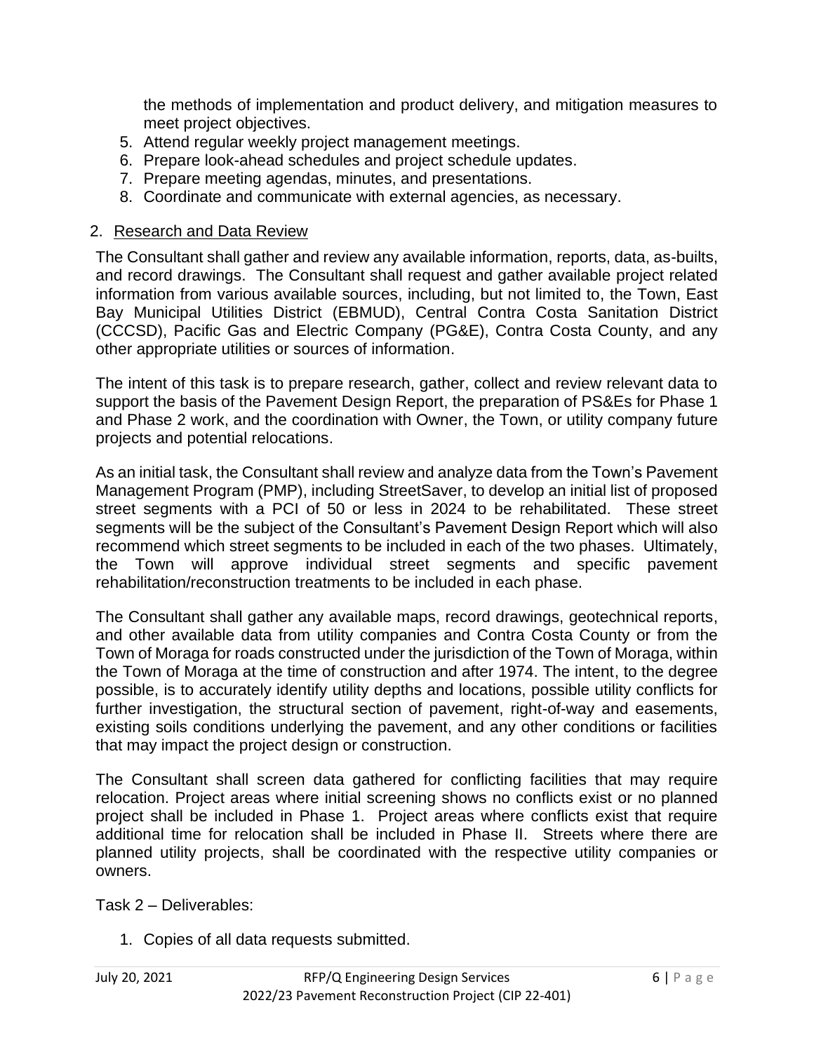the methods of implementation and product delivery, and mitigation measures to meet project objectives.

5. Attend regular weekly project management meetings.
6. Prepare look-ahead schedules and project schedule updates.
7. Prepare meeting agendas, minutes, and presentations.
8. Coordinate and communicate with external agencies, as necessary.

2. <u>Research and Data Review</u>

The Consultant shall gather and review any available information, reports, data, as-builts, and record drawings. The Consultant shall request and gather available project related information from various available sources, including, but not limited to, the Town, East Bay Municipal Utilities District (EBMUD), Central Contra Costa Sanitation District (CCCSD), Pacific Gas and Electric Company (PG&E), Contra Costa County, and any other appropriate utilities or sources of information.

The intent of this task is to prepare research, gather, collect and review relevant data to support the basis of the Pavement Design Report, the preparation of PS&Es for Phase 1 and Phase 2 work, and the coordination with Owner, the Town, or utility company future projects and potential relocations.

As an initial task, the Consultant shall review and analyze data from the Town's Pavement Management Program (PMP), including StreetSaver, to develop an initial list of proposed street segments with a PCI of 50 or less in 2024 to be rehabilitated. These street segments will be the subject of the Consultant's Pavement Design Report which will also recommend which street segments to be included in each of the two phases. Ultimately, the Town will approve individual street segments and specific pavement rehabilitation/reconstruction treatments to be included in each phase.

The Consultant shall gather any available maps, record drawings, geotechnical reports, and other available data from utility companies and Contra Costa County or from the Town of Moraga for roads constructed under the jurisdiction of the Town of Moraga, within the Town of Moraga at the time of construction and after 1974. The intent, to the degree possible, is to accurately identify utility depths and locations, possible utility conflicts for further investigation, the structural section of pavement, right-of-way and easements, existing soils conditions underlying the pavement, and any other conditions or facilities that may impact the project design or construction.

The Consultant shall screen data gathered for conflicting facilities that may require relocation. Project areas where initial screening shows no conflicts exist or no planned project shall be included in Phase 1. Project areas where conflicts exist that require additional time for relocation shall be included in Phase II. Streets where there are planned utility projects, shall be coordinated with the respective utility companies or owners.

Task 2 – Deliverables:

1. Copies of all data requests submitted.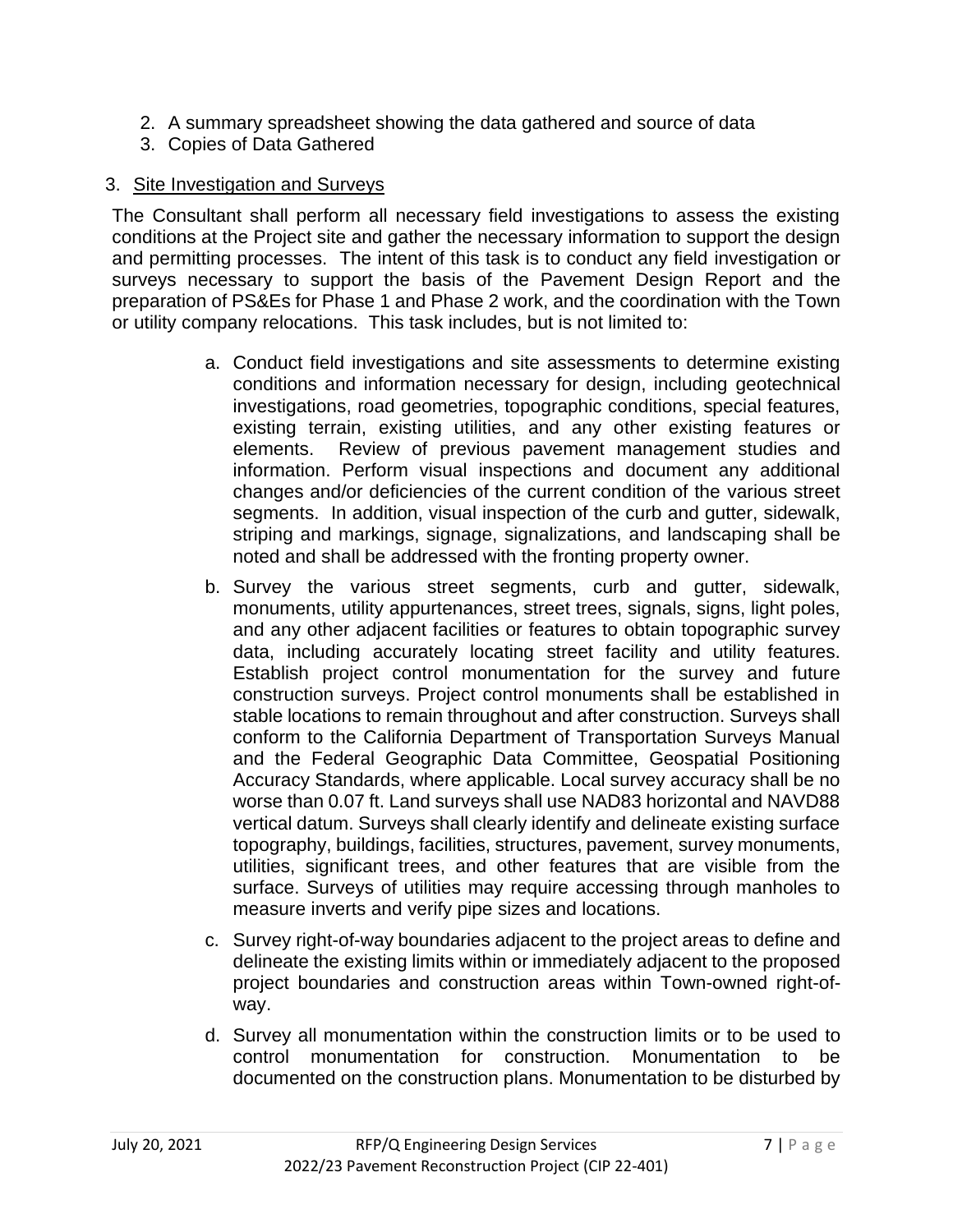2. A summary spreadsheet showing the data gathered and source of data
3. Copies of Data Gathered

3. Site Investigation and Surveys

The Consultant shall perform all necessary field investigations to assess the existing conditions at the Project site and gather the necessary information to support the design and permitting processes. The intent of this task is to conduct any field investigation or surveys necessary to support the basis of the Pavement Design Report and the preparation of PS&Es for Phase 1 and Phase 2 work, and the coordination with the Town or utility company relocations. This task includes, but is not limited to:

a. Conduct field investigations and site assessments to determine existing conditions and information necessary for design, including geotechnical investigations, road geometries, topographic conditions, special features, existing terrain, existing utilities, and any other existing features or elements. Review of previous pavement management studies and information. Perform visual inspections and document any additional changes and/or deficiencies of the current condition of the various street segments. In addition, visual inspection of the curb and gutter, sidewalk, striping and markings, signage, signalizations, and landscaping shall be noted and shall be addressed with the fronting property owner.

b. Survey the various street segments, curb and gutter, sidewalk, monuments, utility appurtenances, street trees, signals, signs, light poles, and any other adjacent facilities or features to obtain topographic survey data, including accurately locating street facility and utility features. Establish project control monumentation for the survey and future construction surveys. Project control monuments shall be established in stable locations to remain throughout and after construction. Surveys shall conform to the California Department of Transportation Surveys Manual and the Federal Geographic Data Committee, Geospatial Positioning Accuracy Standards, where applicable. Local survey accuracy shall be no worse than 0.07 ft. Land surveys shall use NAD83 horizontal and NAVD88 vertical datum. Surveys shall clearly identify and delineate existing surface topography, buildings, facilities, structures, pavement, survey monuments, utilities, significant trees, and other features that are visible from the surface. Surveys of utilities may require accessing through manholes to measure inverts and verify pipe sizes and locations.

c. Survey right-of-way boundaries adjacent to the project areas to define and delineate the existing limits within or immediately adjacent to the proposed project boundaries and construction areas within Town-owned right-of-way.

d. Survey all monumentation within the construction limits or to be used to control monumentation for construction. Monumentation to be documented on the construction plans. Monumentation to be disturbed by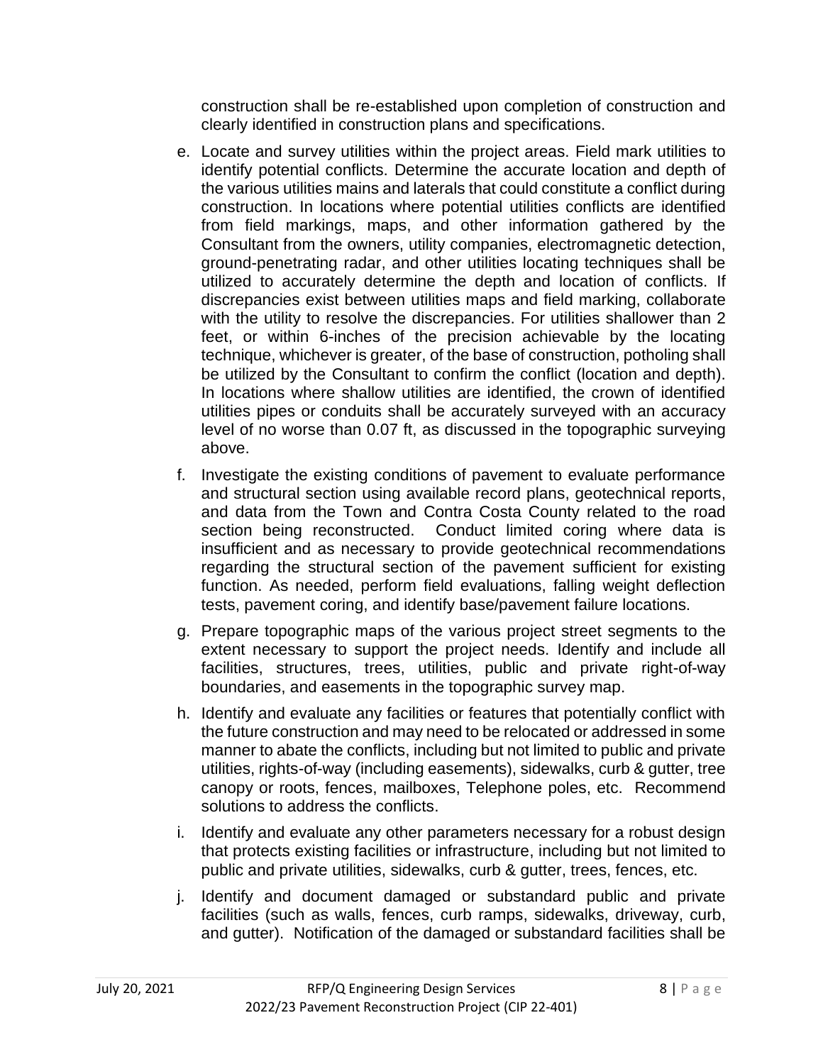construction shall be re-established upon completion of construction and clearly identified in construction plans and specifications.

e. Locate and survey utilities within the project areas. Field mark utilities to identify potential conflicts. Determine the accurate location and depth of the various utilities mains and laterals that could constitute a conflict during construction. In locations where potential utilities conflicts are identified from field markings, maps, and other information gathered by the Consultant from the owners, utility companies, electromagnetic detection, ground-penetrating radar, and other utilities locating techniques shall be utilized to accurately determine the depth and location of conflicts. If discrepancies exist between utilities maps and field marking, collaborate with the utility to resolve the discrepancies. For utilities shallower than 2 feet, or within 6-inches of the precision achievable by the locating technique, whichever is greater, of the base of construction, potholing shall be utilized by the Consultant to confirm the conflict (location and depth). In locations where shallow utilities are identified, the crown of identified utilities pipes or conduits shall be accurately surveyed with an accuracy level of no worse than 0.07 ft, as discussed in the topographic surveying above.

f. Investigate the existing conditions of pavement to evaluate performance and structural section using available record plans, geotechnical reports, and data from the Town and Contra Costa County related to the road section being reconstructed. Conduct limited coring where data is insufficient and as necessary to provide geotechnical recommendations regarding the structural section of the pavement sufficient for existing function. As needed, perform field evaluations, falling weight deflection tests, pavement coring, and identify base/pavement failure locations.

g. Prepare topographic maps of the various project street segments to the extent necessary to support the project needs. Identify and include all facilities, structures, trees, utilities, public and private right-of-way boundaries, and easements in the topographic survey map.

h. Identify and evaluate any facilities or features that potentially conflict with the future construction and may need to be relocated or addressed in some manner to abate the conflicts, including but not limited to public and private utilities, rights-of-way (including easements), sidewalks, curb & gutter, tree canopy or roots, fences, mailboxes, Telephone poles, etc. Recommend solutions to address the conflicts.

i. Identify and evaluate any other parameters necessary for a robust design that protects existing facilities or infrastructure, including but not limited to public and private utilities, sidewalks, curb & gutter, trees, fences, etc.

j. Identify and document damaged or substandard public and private facilities (such as walls, fences, curb ramps, sidewalks, driveway, curb, and gutter). Notification of the damaged or substandard facilities shall be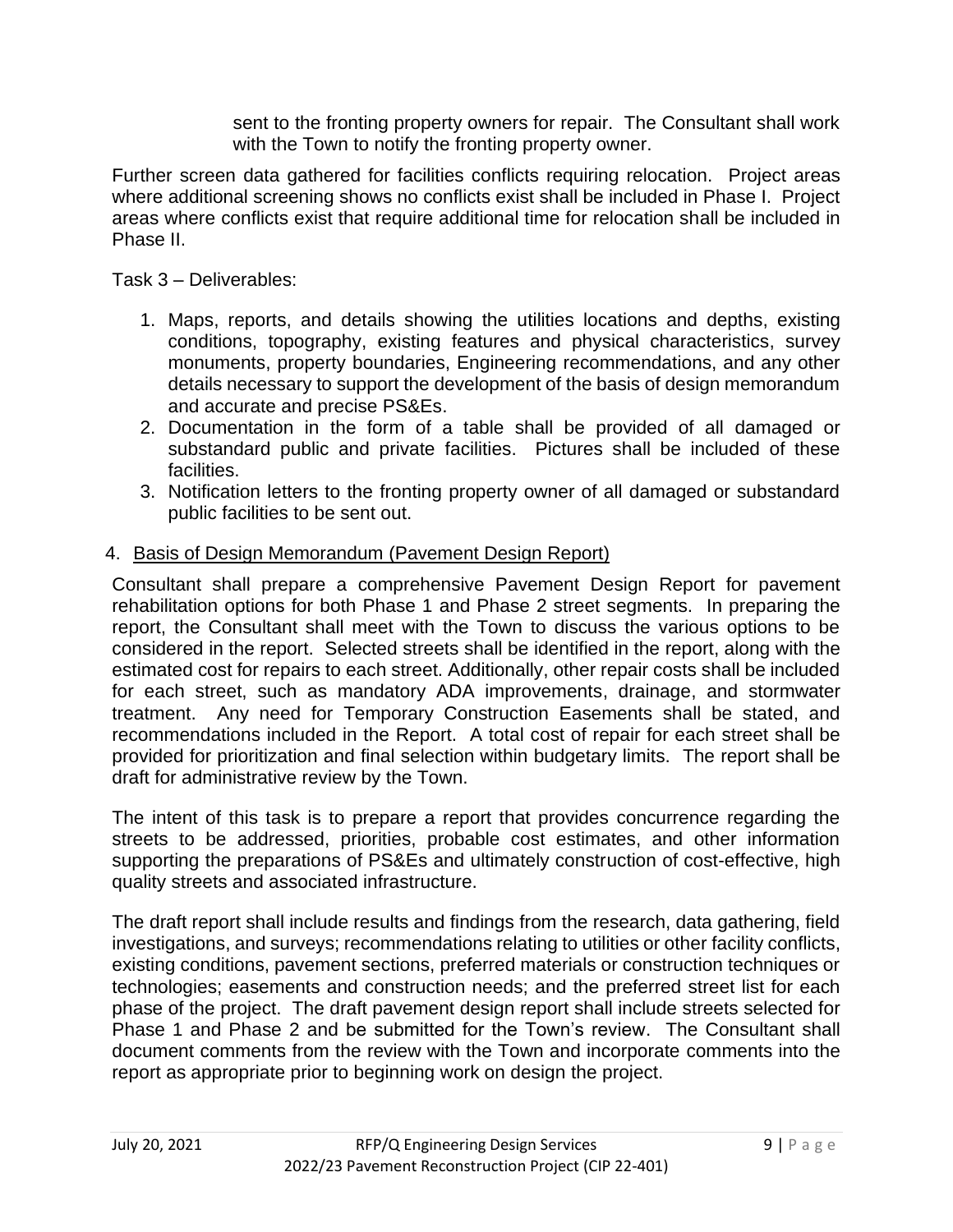sent to the fronting property owners for repair. The Consultant shall work with the Town to notify the fronting property owner.

Further screen data gathered for facilities conflicts requiring relocation. Project areas where additional screening shows no conflicts exist shall be included in Phase I. Project areas where conflicts exist that require additional time for relocation shall be included in Phase II.

Task 3 – Deliverables:

1. Maps, reports, and details showing the utilities locations and depths, existing conditions, topography, existing features and physical characteristics, survey monuments, property boundaries, Engineering recommendations, and any other details necessary to support the development of the basis of design memorandum and accurate and precise PS&Es.
2. Documentation in the form of a table shall be provided of all damaged or substandard public and private facilities. Pictures shall be included of these facilities.
3. Notification letters to the fronting property owner of all damaged or substandard public facilities to be sent out.

4. <u>Basis of Design Memorandum (Pavement Design Report)</u>

Consultant shall prepare a comprehensive Pavement Design Report for pavement rehabilitation options for both Phase 1 and Phase 2 street segments. In preparing the report, the Consultant shall meet with the Town to discuss the various options to be considered in the report. Selected streets shall be identified in the report, along with the estimated cost for repairs to each street. Additionally, other repair costs shall be included for each street, such as mandatory ADA improvements, drainage, and stormwater treatment. Any need for Temporary Construction Easements shall be stated, and recommendations included in the Report. A total cost of repair for each street shall be provided for prioritization and final selection within budgetary limits. The report shall be draft for administrative review by the Town.

The intent of this task is to prepare a report that provides concurrence regarding the streets to be addressed, priorities, probable cost estimates, and other information supporting the preparations of PS&Es and ultimately construction of cost-effective, high quality streets and associated infrastructure.

The draft report shall include results and findings from the research, data gathering, field investigations, and surveys; recommendations relating to utilities or other facility conflicts, existing conditions, pavement sections, preferred materials or construction techniques or technologies; easements and construction needs; and the preferred street list for each phase of the project. The draft pavement design report shall include streets selected for Phase 1 and Phase 2 and be submitted for the Town's review. The Consultant shall document comments from the review with the Town and incorporate comments into the report as appropriate prior to beginning work on design the project.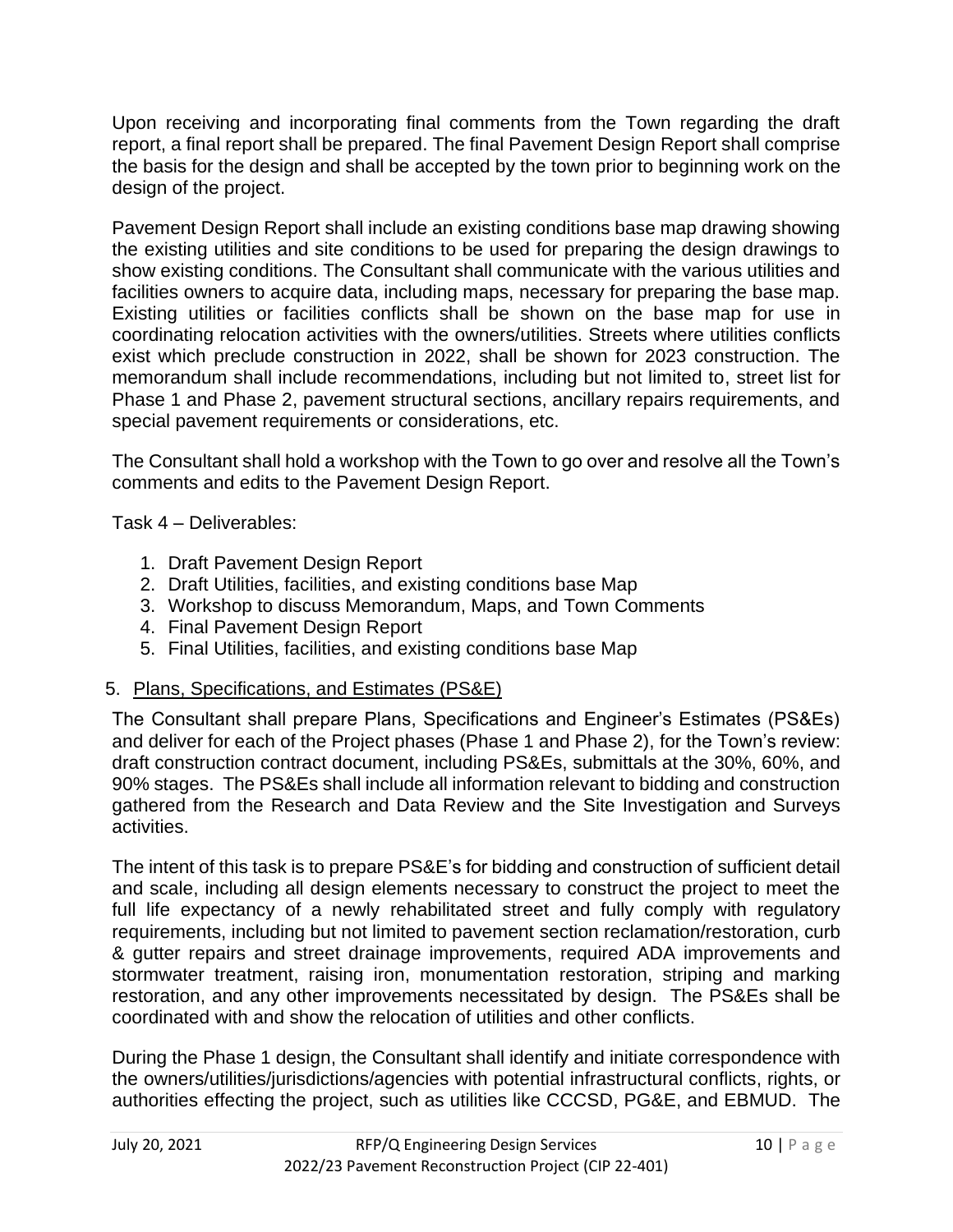Upon receiving and incorporating final comments from the Town regarding the draft report, a final report shall be prepared. The final Pavement Design Report shall comprise the basis for the design and shall be accepted by the town prior to beginning work on the design of the project.

Pavement Design Report shall include an existing conditions base map drawing showing the existing utilities and site conditions to be used for preparing the design drawings to show existing conditions. The Consultant shall communicate with the various utilities and facilities owners to acquire data, including maps, necessary for preparing the base map. Existing utilities or facilities conflicts shall be shown on the base map for use in coordinating relocation activities with the owners/utilities. Streets where utilities conflicts exist which preclude construction in 2022, shall be shown for 2023 construction. The memorandum shall include recommendations, including but not limited to, street list for Phase 1 and Phase 2, pavement structural sections, ancillary repairs requirements, and special pavement requirements or considerations, etc.

The Consultant shall hold a workshop with the Town to go over and resolve all the Town's comments and edits to the Pavement Design Report.

Task 4 – Deliverables:

1. Draft Pavement Design Report
2. Draft Utilities, facilities, and existing conditions base Map
3. Workshop to discuss Memorandum, Maps, and Town Comments
4. Final Pavement Design Report
5. Final Utilities, facilities, and existing conditions base Map

5. <u>Plans, Specifications, and Estimates (PS&E)</u>

The Consultant shall prepare Plans, Specifications and Engineer's Estimates (PS&Es) and deliver for each of the Project phases (Phase 1 and Phase 2), for the Town's review: draft construction contract document, including PS&Es, submittals at the 30%, 60%, and 90% stages. The PS&Es shall include all information relevant to bidding and construction gathered from the Research and Data Review and the Site Investigation and Surveys activities.

The intent of this task is to prepare PS&E's for bidding and construction of sufficient detail and scale, including all design elements necessary to construct the project to meet the full life expectancy of a newly rehabilitated street and fully comply with regulatory requirements, including but not limited to pavement section reclamation/restoration, curb & gutter repairs and street drainage improvements, required ADA improvements and stormwater treatment, raising iron, monumentation restoration, striping and marking restoration, and any other improvements necessitated by design. The PS&Es shall be coordinated with and show the relocation of utilities and other conflicts.

During the Phase 1 design, the Consultant shall identify and initiate correspondence with the owners/utilities/jurisdictions/agencies with potential infrastructural conflicts, rights, or authorities effecting the project, such as utilities like CCCSD, PG&E, and EBMUD. The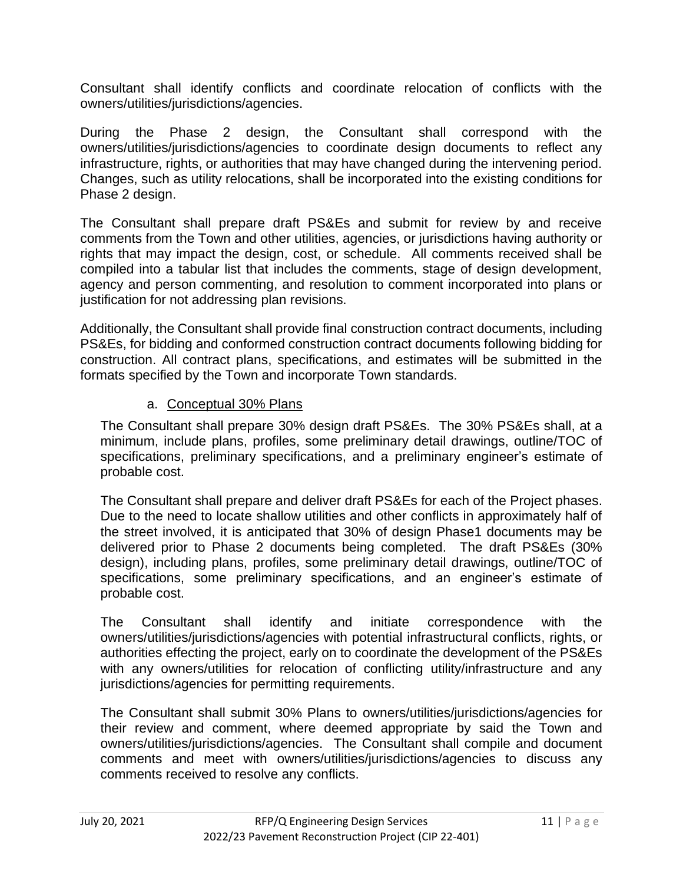Consultant shall identify conflicts and coordinate relocation of conflicts with the owners/utilities/jurisdictions/agencies.

During the Phase 2 design, the Consultant shall correspond with the owners/utilities/jurisdictions/agencies to coordinate design documents to reflect any infrastructure, rights, or authorities that may have changed during the intervening period. Changes, such as utility relocations, shall be incorporated into the existing conditions for Phase 2 design.

The Consultant shall prepare draft PS&Es and submit for review by and receive comments from the Town and other utilities, agencies, or jurisdictions having authority or rights that may impact the design, cost, or schedule. All comments received shall be compiled into a tabular list that includes the comments, stage of design development, agency and person commenting, and resolution to comment incorporated into plans or justification for not addressing plan revisions.

Additionally, the Consultant shall provide final construction contract documents, including PS&Es, for bidding and conformed construction contract documents following bidding for construction. All contract plans, specifications, and estimates will be submitted in the formats specified by the Town and incorporate Town standards.

a. Conceptual 30% Plans

The Consultant shall prepare 30% design draft PS&Es. The 30% PS&Es shall, at a minimum, include plans, profiles, some preliminary detail drawings, outline/TOC of specifications, preliminary specifications, and a preliminary engineer's estimate of probable cost.

The Consultant shall prepare and deliver draft PS&Es for each of the Project phases. Due to the need to locate shallow utilities and other conflicts in approximately half of the street involved, it is anticipated that 30% of design Phase1 documents may be delivered prior to Phase 2 documents being completed. The draft PS&Es (30% design), including plans, profiles, some preliminary detail drawings, outline/TOC of specifications, some preliminary specifications, and an engineer's estimate of probable cost.

The Consultant shall identify and initiate correspondence with the owners/utilities/jurisdictions/agencies with potential infrastructural conflicts, rights, or authorities effecting the project, early on to coordinate the development of the PS&Es with any owners/utilities for relocation of conflicting utility/infrastructure and any jurisdictions/agencies for permitting requirements.

The Consultant shall submit 30% Plans to owners/utilities/jurisdictions/agencies for their review and comment, where deemed appropriate by said the Town and owners/utilities/jurisdictions/agencies. The Consultant shall compile and document comments and meet with owners/utilities/jurisdictions/agencies to discuss any comments received to resolve any conflicts.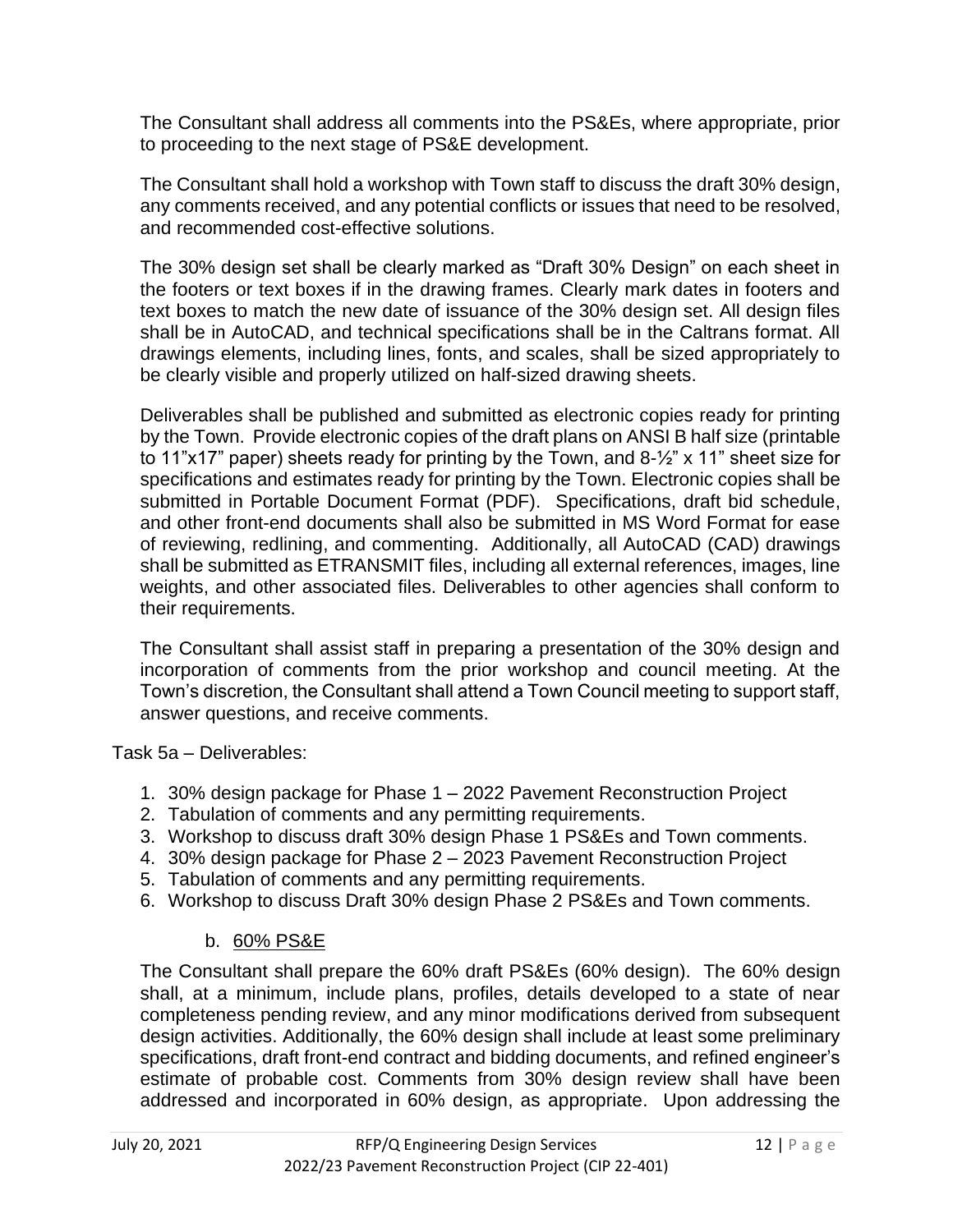The Consultant shall address all comments into the PS&Es, where appropriate, prior to proceeding to the next stage of PS&E development.

The Consultant shall hold a workshop with Town staff to discuss the draft 30% design, any comments received, and any potential conflicts or issues that need to be resolved, and recommended cost-effective solutions.

The 30% design set shall be clearly marked as "Draft 30% Design" on each sheet in the footers or text boxes if in the drawing frames. Clearly mark dates in footers and text boxes to match the new date of issuance of the 30% design set. All design files shall be in AutoCAD, and technical specifications shall be in the Caltrans format. All drawings elements, including lines, fonts, and scales, shall be sized appropriately to be clearly visible and properly utilized on half-sized drawing sheets.

Deliverables shall be published and submitted as electronic copies ready for printing by the Town. Provide electronic copies of the draft plans on ANSI B half size (printable to 11"x17" paper) sheets ready for printing by the Town, and 8-½" x 11" sheet size for specifications and estimates ready for printing by the Town. Electronic copies shall be submitted in Portable Document Format (PDF). Specifications, draft bid schedule, and other front-end documents shall also be submitted in MS Word Format for ease of reviewing, redlining, and commenting. Additionally, all AutoCAD (CAD) drawings shall be submitted as ETRANSMIT files, including all external references, images, line weights, and other associated files. Deliverables to other agencies shall conform to their requirements.

The Consultant shall assist staff in preparing a presentation of the 30% design and incorporation of comments from the prior workshop and council meeting. At the Town's discretion, the Consultant shall attend a Town Council meeting to support staff, answer questions, and receive comments.

Task 5a – Deliverables:

1. 30% design package for Phase 1 – 2022 Pavement Reconstruction Project
2. Tabulation of comments and any permitting requirements.
3. Workshop to discuss draft 30% design Phase 1 PS&Es and Town comments.
4. 30% design package for Phase 2 – 2023 Pavement Reconstruction Project
5. Tabulation of comments and any permitting requirements.
6. Workshop to discuss Draft 30% design Phase 2 PS&Es and Town comments.

b. <u>60% PS&E</u>

The Consultant shall prepare the 60% draft PS&Es (60% design). The 60% design shall, at a minimum, include plans, profiles, details developed to a state of near completeness pending review, and any minor modifications derived from subsequent design activities. Additionally, the 60% design shall include at least some preliminary specifications, draft front-end contract and bidding documents, and refined engineer's estimate of probable cost. Comments from 30% design review shall have been addressed and incorporated in 60% design, as appropriate. Upon addressing the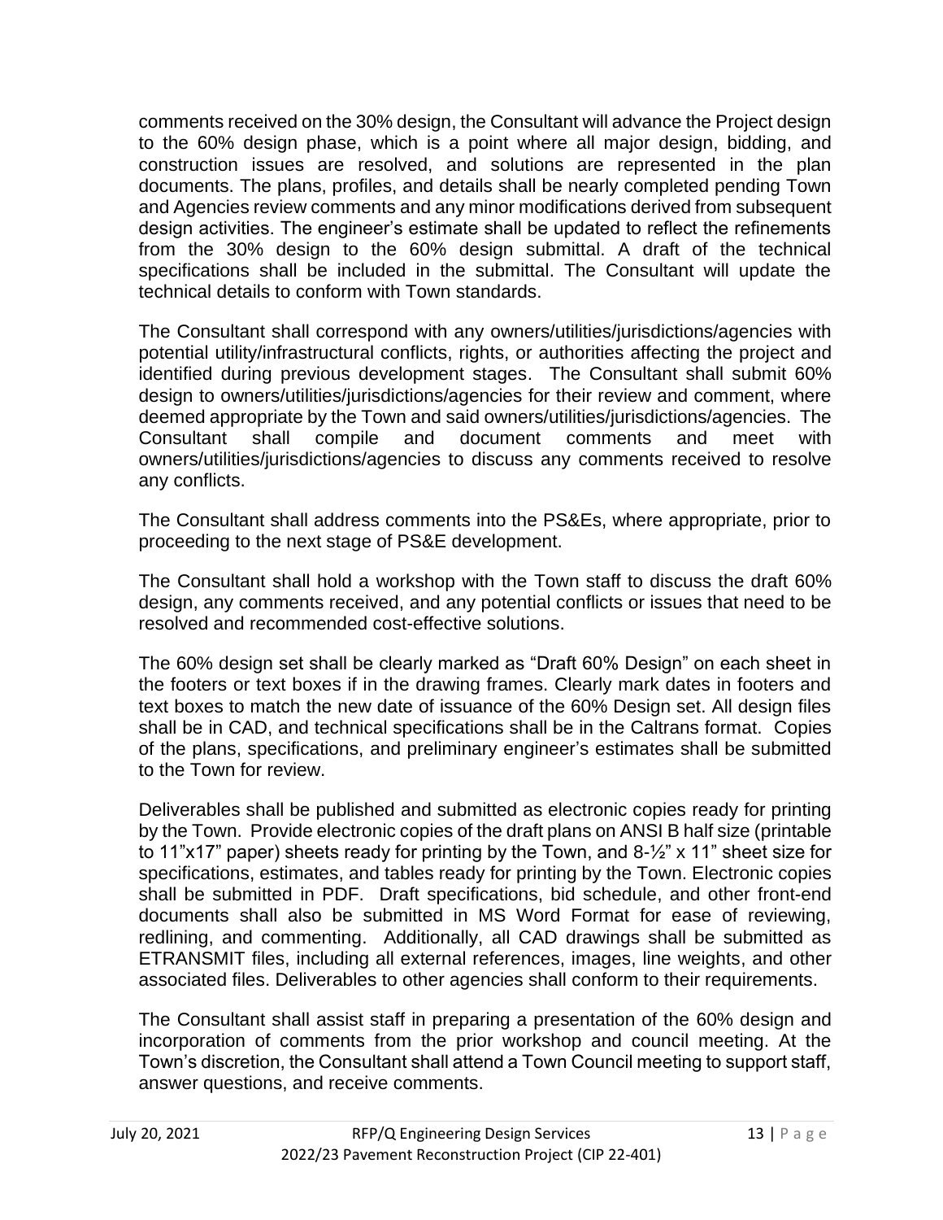comments received on the 30% design, the Consultant will advance the Project design to the 60% design phase, which is a point where all major design, bidding, and construction issues are resolved, and solutions are represented in the plan documents. The plans, profiles, and details shall be nearly completed pending Town and Agencies review comments and any minor modifications derived from subsequent design activities. The engineer's estimate shall be updated to reflect the refinements from the 30% design to the 60% design submittal. A draft of the technical specifications shall be included in the submittal. The Consultant will update the technical details to conform with Town standards.

The Consultant shall correspond with any owners/utilities/jurisdictions/agencies with potential utility/infrastructural conflicts, rights, or authorities affecting the project and identified during previous development stages. The Consultant shall submit 60% design to owners/utilities/jurisdictions/agencies for their review and comment, where deemed appropriate by the Town and said owners/utilities/jurisdictions/agencies. The Consultant shall compile and document comments and meet with owners/utilities/jurisdictions/agencies to discuss any comments received to resolve any conflicts.

The Consultant shall address comments into the PS&Es, where appropriate, prior to proceeding to the next stage of PS&E development.

The Consultant shall hold a workshop with the Town staff to discuss the draft 60% design, any comments received, and any potential conflicts or issues that need to be resolved and recommended cost-effective solutions.

The 60% design set shall be clearly marked as "Draft 60% Design" on each sheet in the footers or text boxes if in the drawing frames. Clearly mark dates in footers and text boxes to match the new date of issuance of the 60% Design set. All design files shall be in CAD, and technical specifications shall be in the Caltrans format. Copies of the plans, specifications, and preliminary engineer's estimates shall be submitted to the Town for review.

Deliverables shall be published and submitted as electronic copies ready for printing by the Town. Provide electronic copies of the draft plans on ANSI B half size (printable to 11"x17" paper) sheets ready for printing by the Town, and 8-½" x 11" sheet size for specifications, estimates, and tables ready for printing by the Town. Electronic copies shall be submitted in PDF. Draft specifications, bid schedule, and other front-end documents shall also be submitted in MS Word Format for ease of reviewing, redlining, and commenting. Additionally, all CAD drawings shall be submitted as ETRANSMIT files, including all external references, images, line weights, and other associated files. Deliverables to other agencies shall conform to their requirements.

The Consultant shall assist staff in preparing a presentation of the 60% design and incorporation of comments from the prior workshop and council meeting. At the Town's discretion, the Consultant shall attend a Town Council meeting to support staff, answer questions, and receive comments.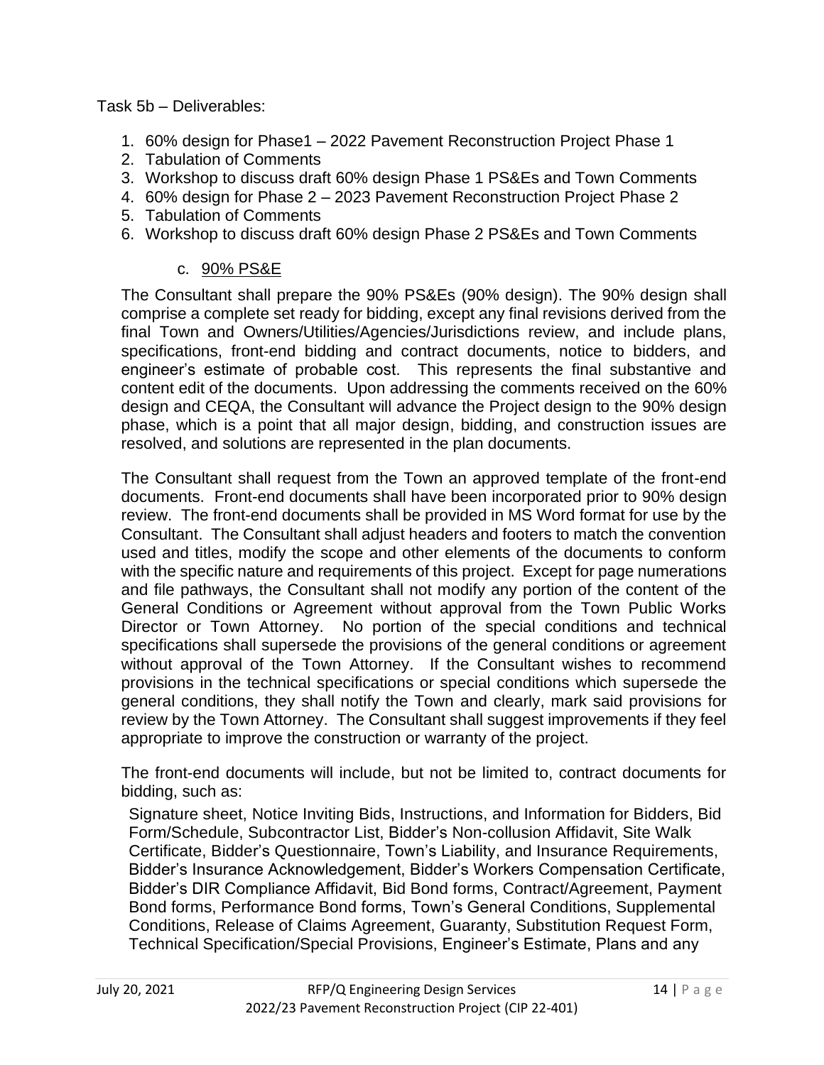Task 5b – Deliverables:

1. 60% design for Phase1 – 2022 Pavement Reconstruction Project Phase 1
2. Tabulation of Comments
3. Workshop to discuss draft 60% design Phase 1 PS&Es and Town Comments
4. 60% design for Phase 2 – 2023 Pavement Reconstruction Project Phase 2
5. Tabulation of Comments
6. Workshop to discuss draft 60% design Phase 2 PS&Es and Town Comments

c. <u>90% PS&E</u>

The Consultant shall prepare the 90% PS&Es (90% design). The 90% design shall comprise a complete set ready for bidding, except any final revisions derived from the final Town and Owners/Utilities/Agencies/Jurisdictions review, and include plans, specifications, front-end bidding and contract documents, notice to bidders, and engineer's estimate of probable cost. This represents the final substantive and content edit of the documents. Upon addressing the comments received on the 60% design and CEQA, the Consultant will advance the Project design to the 90% design phase, which is a point that all major design, bidding, and construction issues are resolved, and solutions are represented in the plan documents.

The Consultant shall request from the Town an approved template of the front-end documents. Front-end documents shall have been incorporated prior to 90% design review. The front-end documents shall be provided in MS Word format for use by the Consultant. The Consultant shall adjust headers and footers to match the convention used and titles, modify the scope and other elements of the documents to conform with the specific nature and requirements of this project. Except for page numerations and file pathways, the Consultant shall not modify any portion of the content of the General Conditions or Agreement without approval from the Town Public Works Director or Town Attorney. No portion of the special conditions and technical specifications shall supersede the provisions of the general conditions or agreement without approval of the Town Attorney. If the Consultant wishes to recommend provisions in the technical specifications or special conditions which supersede the general conditions, they shall notify the Town and clearly, mark said provisions for review by the Town Attorney. The Consultant shall suggest improvements if they feel appropriate to improve the construction or warranty of the project.

The front-end documents will include, but not be limited to, contract documents for bidding, such as:

Signature sheet, Notice Inviting Bids, Instructions, and Information for Bidders, Bid Form/Schedule, Subcontractor List, Bidder's Non-collusion Affidavit, Site Walk Certificate, Bidder's Questionnaire, Town's Liability, and Insurance Requirements, Bidder's Insurance Acknowledgement, Bidder's Workers Compensation Certificate, Bidder's DIR Compliance Affidavit, Bid Bond forms, Contract/Agreement, Payment Bond forms, Performance Bond forms, Town's General Conditions, Supplemental Conditions, Release of Claims Agreement, Guaranty, Substitution Request Form, Technical Specification/Special Provisions, Engineer's Estimate, Plans and any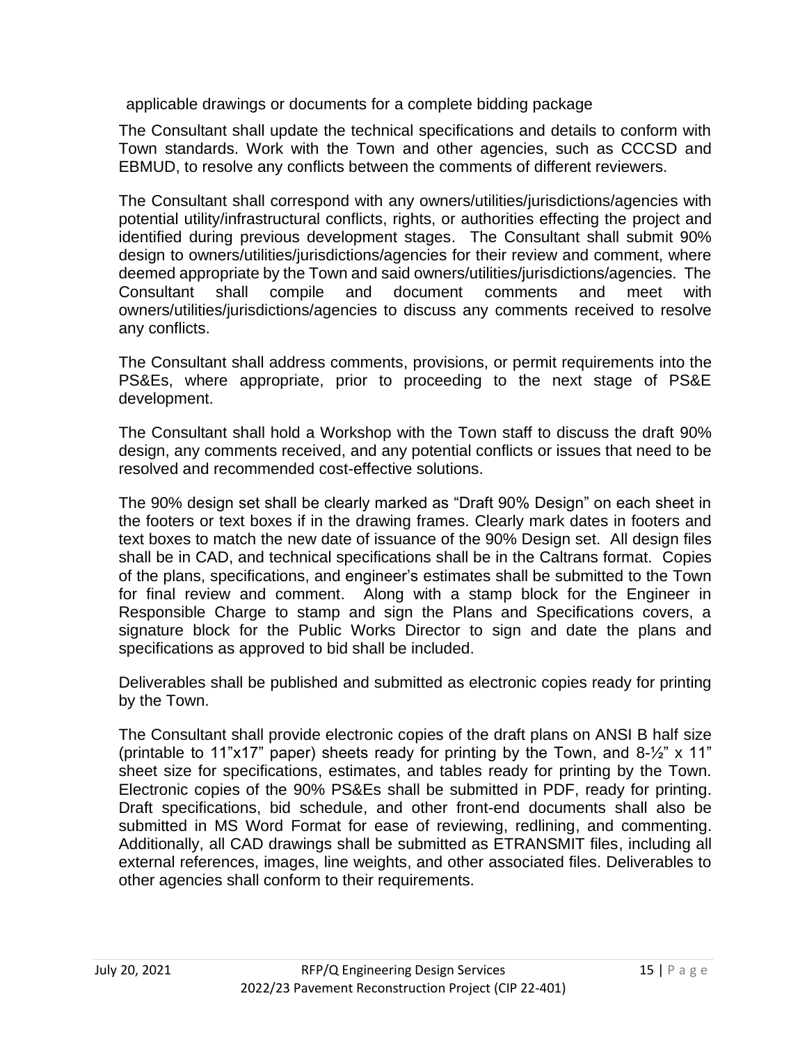applicable drawings or documents for a complete bidding package

The Consultant shall update the technical specifications and details to conform with Town standards. Work with the Town and other agencies, such as CCCSD and EBMUD, to resolve any conflicts between the comments of different reviewers.

The Consultant shall correspond with any owners/utilities/jurisdictions/agencies with potential utility/infrastructural conflicts, rights, or authorities effecting the project and identified during previous development stages. The Consultant shall submit 90% design to owners/utilities/jurisdictions/agencies for their review and comment, where deemed appropriate by the Town and said owners/utilities/jurisdictions/agencies. The Consultant shall compile and document comments and meet with owners/utilities/jurisdictions/agencies to discuss any comments received to resolve any conflicts.

The Consultant shall address comments, provisions, or permit requirements into the PS&Es, where appropriate, prior to proceeding to the next stage of PS&E development.

The Consultant shall hold a Workshop with the Town staff to discuss the draft 90% design, any comments received, and any potential conflicts or issues that need to be resolved and recommended cost-effective solutions.

The 90% design set shall be clearly marked as "Draft 90% Design" on each sheet in the footers or text boxes if in the drawing frames. Clearly mark dates in footers and text boxes to match the new date of issuance of the 90% Design set. All design files shall be in CAD, and technical specifications shall be in the Caltrans format. Copies of the plans, specifications, and engineer's estimates shall be submitted to the Town for final review and comment. Along with a stamp block for the Engineer in Responsible Charge to stamp and sign the Plans and Specifications covers, a signature block for the Public Works Director to sign and date the plans and specifications as approved to bid shall be included.

Deliverables shall be published and submitted as electronic copies ready for printing by the Town.

The Consultant shall provide electronic copies of the draft plans on ANSI B half size (printable to 11"x17" paper) sheets ready for printing by the Town, and 8-½" x 11" sheet size for specifications, estimates, and tables ready for printing by the Town. Electronic copies of the 90% PS&Es shall be submitted in PDF, ready for printing. Draft specifications, bid schedule, and other front-end documents shall also be submitted in MS Word Format for ease of reviewing, redlining, and commenting. Additionally, all CAD drawings shall be submitted as ETRANSMIT files, including all external references, images, line weights, and other associated files. Deliverables to other agencies shall conform to their requirements.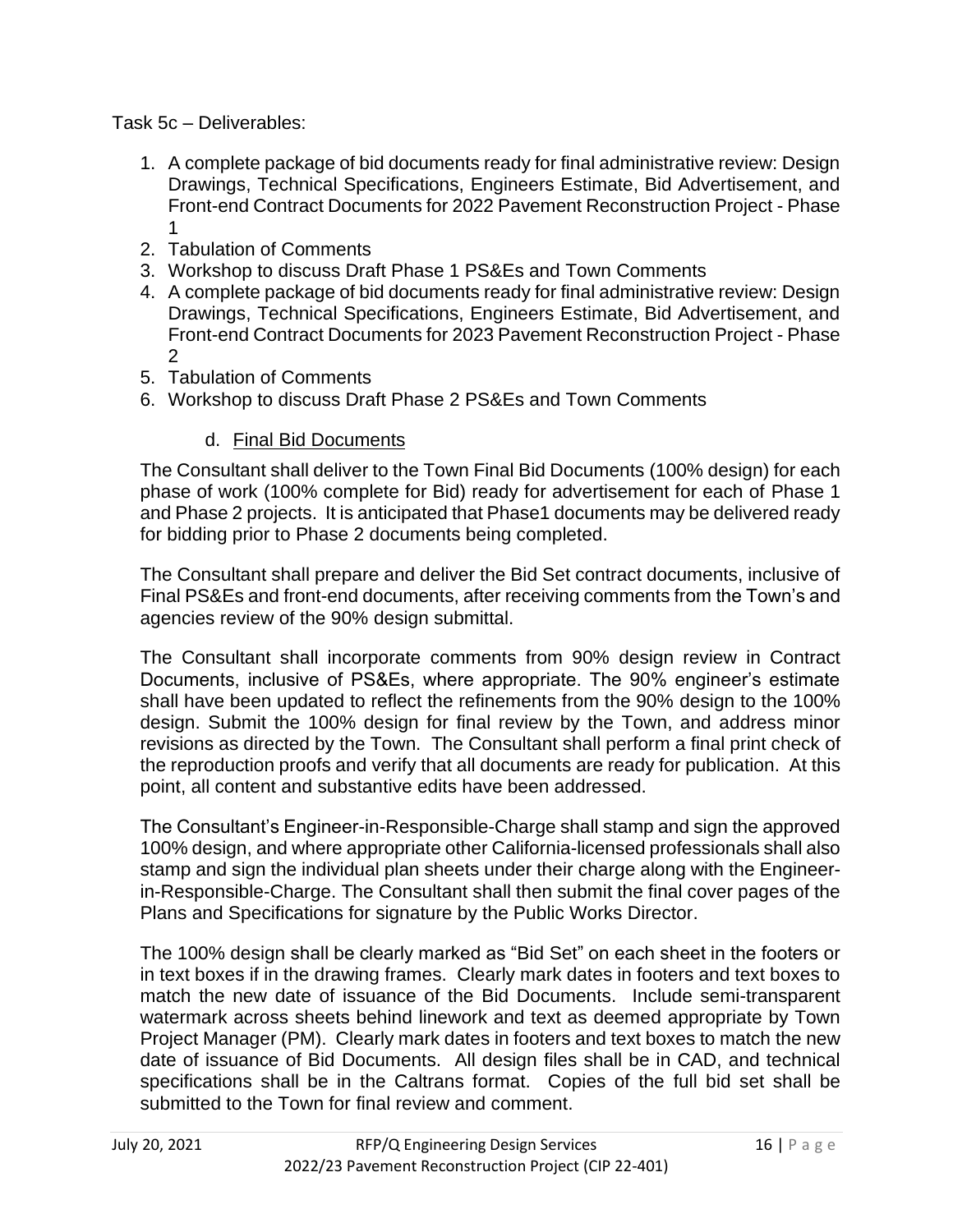Task 5c – Deliverables:

1. A complete package of bid documents ready for final administrative review: Design Drawings, Technical Specifications, Engineers Estimate, Bid Advertisement, and Front-end Contract Documents for 2022 Pavement Reconstruction Project - Phase 1
2. Tabulation of Comments
3. Workshop to discuss Draft Phase 1 PS&Es and Town Comments
4. A complete package of bid documents ready for final administrative review: Design Drawings, Technical Specifications, Engineers Estimate, Bid Advertisement, and Front-end Contract Documents for 2023 Pavement Reconstruction Project - Phase 2
5. Tabulation of Comments
6. Workshop to discuss Draft Phase 2 PS&Es and Town Comments

d. Final Bid Documents

The Consultant shall deliver to the Town Final Bid Documents (100% design) for each phase of work (100% complete for Bid) ready for advertisement for each of Phase 1 and Phase 2 projects. It is anticipated that Phase1 documents may be delivered ready for bidding prior to Phase 2 documents being completed.

The Consultant shall prepare and deliver the Bid Set contract documents, inclusive of Final PS&Es and front-end documents, after receiving comments from the Town's and agencies review of the 90% design submittal.

The Consultant shall incorporate comments from 90% design review in Contract Documents, inclusive of PS&Es, where appropriate. The 90% engineer's estimate shall have been updated to reflect the refinements from the 90% design to the 100% design. Submit the 100% design for final review by the Town, and address minor revisions as directed by the Town. The Consultant shall perform a final print check of the reproduction proofs and verify that all documents are ready for publication. At this point, all content and substantive edits have been addressed.

The Consultant's Engineer-in-Responsible-Charge shall stamp and sign the approved 100% design, and where appropriate other California-licensed professionals shall also stamp and sign the individual plan sheets under their charge along with the Engineer-in-Responsible-Charge. The Consultant shall then submit the final cover pages of the Plans and Specifications for signature by the Public Works Director.

The 100% design shall be clearly marked as "Bid Set" on each sheet in the footers or in text boxes if in the drawing frames. Clearly mark dates in footers and text boxes to match the new date of issuance of the Bid Documents. Include semi-transparent watermark across sheets behind linework and text as deemed appropriate by Town Project Manager (PM). Clearly mark dates in footers and text boxes to match the new date of issuance of Bid Documents. All design files shall be in CAD, and technical specifications shall be in the Caltrans format. Copies of the full bid set shall be submitted to the Town for final review and comment.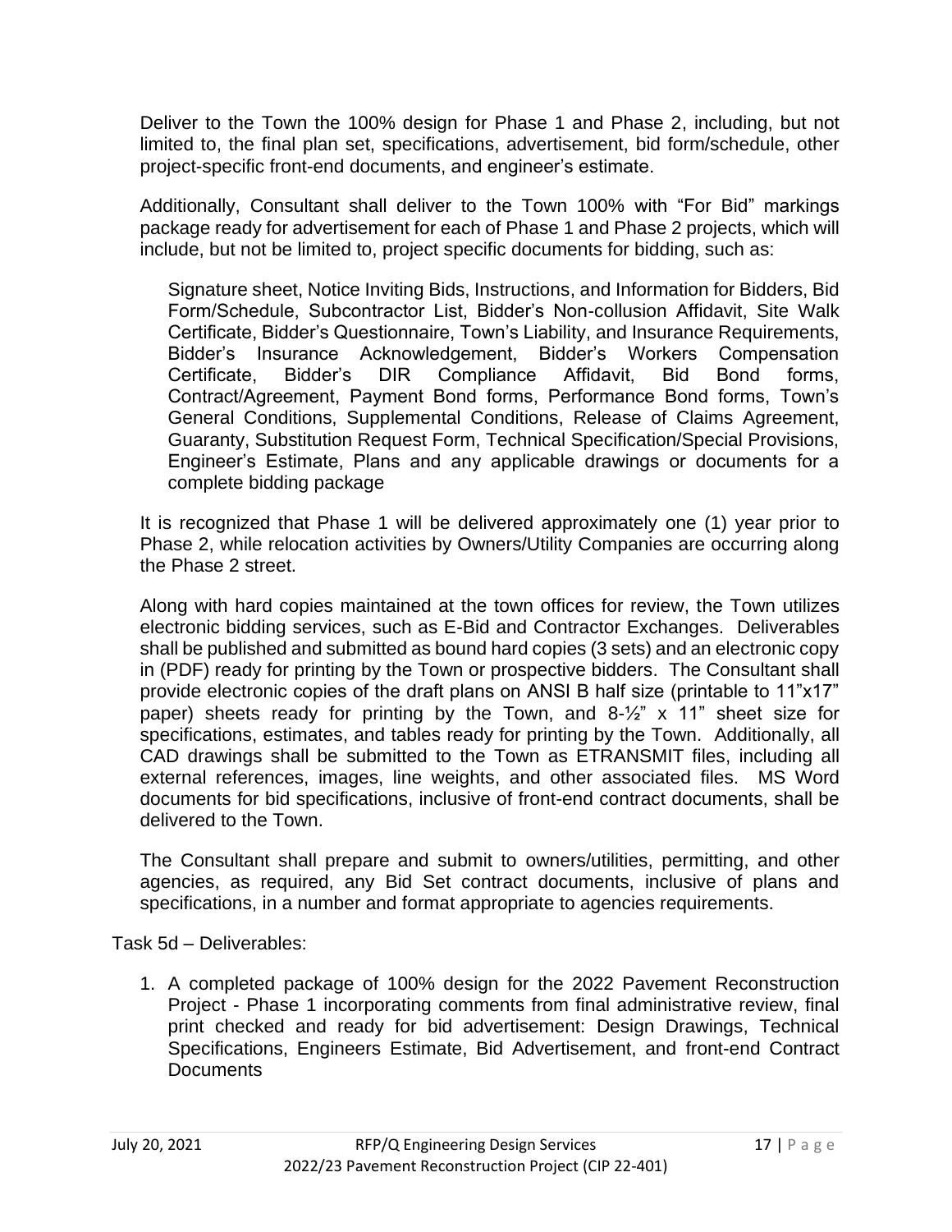Deliver to the Town the 100% design for Phase 1 and Phase 2, including, but not limited to, the final plan set, specifications, advertisement, bid form/schedule, other project-specific front-end documents, and engineer's estimate.

Additionally, Consultant shall deliver to the Town 100% with "For Bid" markings package ready for advertisement for each of Phase 1 and Phase 2 projects, which will include, but not be limited to, project specific documents for bidding, such as:

> Signature sheet, Notice Inviting Bids, Instructions, and Information for Bidders, Bid Form/Schedule, Subcontractor List, Bidder's Non-collusion Affidavit, Site Walk Certificate, Bidder's Questionnaire, Town's Liability, and Insurance Requirements, Bidder's Insurance Acknowledgement, Bidder's Workers Compensation Certificate, Bidder's DIR Compliance Affidavit, Bid Bond forms, Contract/Agreement, Payment Bond forms, Performance Bond forms, Town's General Conditions, Supplemental Conditions, Release of Claims Agreement, Guaranty, Substitution Request Form, Technical Specification/Special Provisions, Engineer's Estimate, Plans and any applicable drawings or documents for a complete bidding package

It is recognized that Phase 1 will be delivered approximately one (1) year prior to Phase 2, while relocation activities by Owners/Utility Companies are occurring along the Phase 2 street.

Along with hard copies maintained at the town offices for review, the Town utilizes electronic bidding services, such as E-Bid and Contractor Exchanges. Deliverables shall be published and submitted as bound hard copies (3 sets) and an electronic copy in (PDF) ready for printing by the Town or prospective bidders. The Consultant shall provide electronic copies of the draft plans on ANSI B half size (printable to 11"x17" paper) sheets ready for printing by the Town, and 8-½" x 11" sheet size for specifications, estimates, and tables ready for printing by the Town. Additionally, all CAD drawings shall be submitted to the Town as ETRANSMIT files, including all external references, images, line weights, and other associated files. MS Word documents for bid specifications, inclusive of front-end contract documents, shall be delivered to the Town.

The Consultant shall prepare and submit to owners/utilities, permitting, and other agencies, as required, any Bid Set contract documents, inclusive of plans and specifications, in a number and format appropriate to agencies requirements.

Task 5d – Deliverables:

1. A completed package of 100% design for the 2022 Pavement Reconstruction Project - Phase 1 incorporating comments from final administrative review, final print checked and ready for bid advertisement: Design Drawings, Technical Specifications, Engineers Estimate, Bid Advertisement, and front-end Contract Documents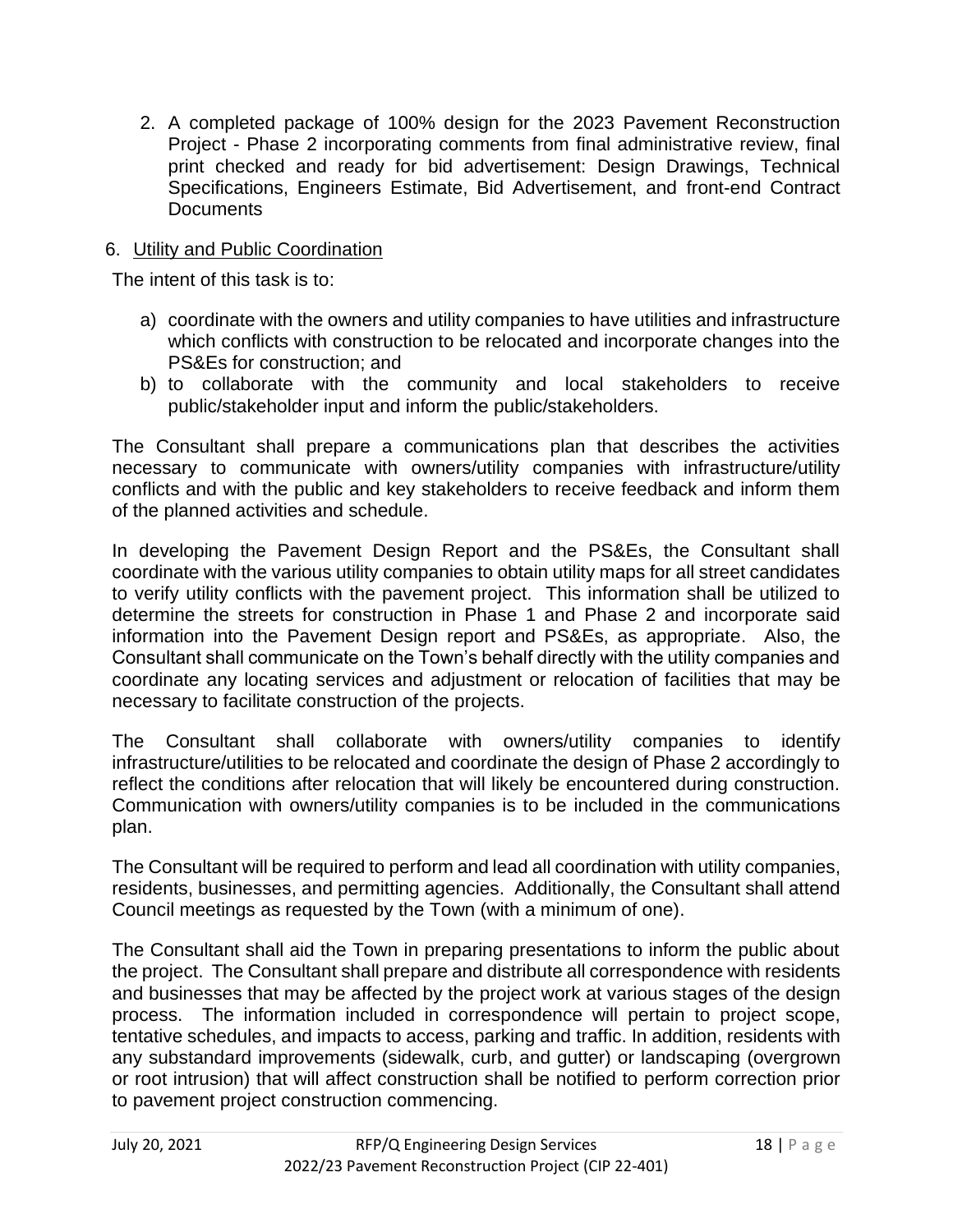2. A completed package of 100% design for the 2023 Pavement Reconstruction Project - Phase 2 incorporating comments from final administrative review, final print checked and ready for bid advertisement: Design Drawings, Technical Specifications, Engineers Estimate, Bid Advertisement, and front-end Contract Documents

6. Utility and Public Coordination

The intent of this task is to:

a) coordinate with the owners and utility companies to have utilities and infrastructure which conflicts with construction to be relocated and incorporate changes into the PS&Es for construction; and
b) to collaborate with the community and local stakeholders to receive public/stakeholder input and inform the public/stakeholders.

The Consultant shall prepare a communications plan that describes the activities necessary to communicate with owners/utility companies with infrastructure/utility conflicts and with the public and key stakeholders to receive feedback and inform them of the planned activities and schedule.

In developing the Pavement Design Report and the PS&Es, the Consultant shall coordinate with the various utility companies to obtain utility maps for all street candidates to verify utility conflicts with the pavement project. This information shall be utilized to determine the streets for construction in Phase 1 and Phase 2 and incorporate said information into the Pavement Design report and PS&Es, as appropriate. Also, the Consultant shall communicate on the Town's behalf directly with the utility companies and coordinate any locating services and adjustment or relocation of facilities that may be necessary to facilitate construction of the projects.

The Consultant shall collaborate with owners/utility companies to identify infrastructure/utilities to be relocated and coordinate the design of Phase 2 accordingly to reflect the conditions after relocation that will likely be encountered during construction. Communication with owners/utility companies is to be included in the communications plan.

The Consultant will be required to perform and lead all coordination with utility companies, residents, businesses, and permitting agencies. Additionally, the Consultant shall attend Council meetings as requested by the Town (with a minimum of one).

The Consultant shall aid the Town in preparing presentations to inform the public about the project. The Consultant shall prepare and distribute all correspondence with residents and businesses that may be affected by the project work at various stages of the design process. The information included in correspondence will pertain to project scope, tentative schedules, and impacts to access, parking and traffic. In addition, residents with any substandard improvements (sidewalk, curb, and gutter) or landscaping (overgrown or root intrusion) that will affect construction shall be notified to perform correction prior to pavement project construction commencing.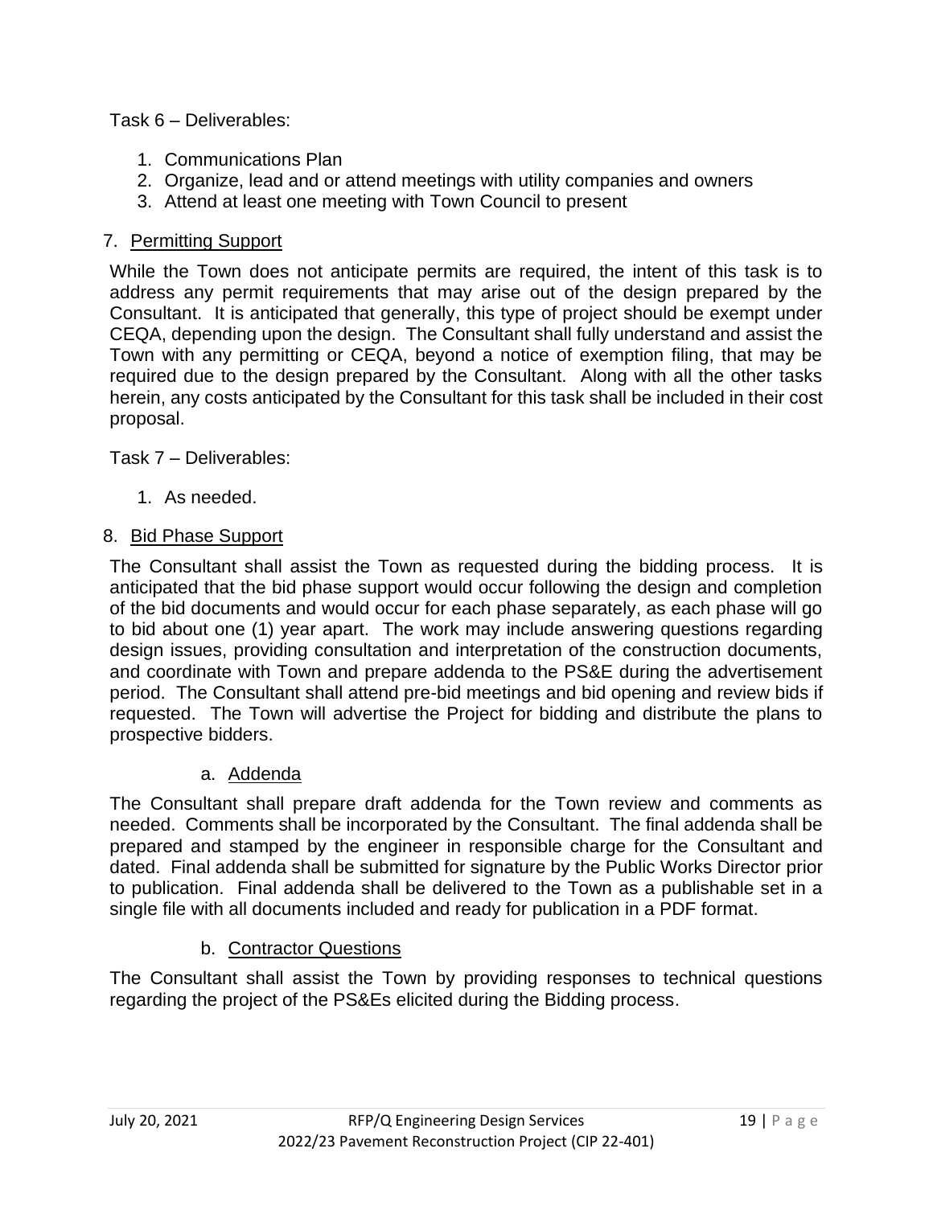Task 6 – Deliverables:

1. Communications Plan
2. Organize, lead and or attend meetings with utility companies and owners
3. Attend at least one meeting with Town Council to present

7. Permitting Support

While the Town does not anticipate permits are required, the intent of this task is to address any permit requirements that may arise out of the design prepared by the Consultant. It is anticipated that generally, this type of project should be exempt under CEQA, depending upon the design. The Consultant shall fully understand and assist the Town with any permitting or CEQA, beyond a notice of exemption filing, that may be required due to the design prepared by the Consultant. Along with all the other tasks herein, any costs anticipated by the Consultant for this task shall be included in their cost proposal.

Task 7 – Deliverables:

1. As needed.

8. Bid Phase Support

The Consultant shall assist the Town as requested during the bidding process. It is anticipated that the bid phase support would occur following the design and completion of the bid documents and would occur for each phase separately, as each phase will go to bid about one (1) year apart. The work may include answering questions regarding design issues, providing consultation and interpretation of the construction documents, and coordinate with Town and prepare addenda to the PS&E during the advertisement period. The Consultant shall attend pre-bid meetings and bid opening and review bids if requested. The Town will advertise the Project for bidding and distribute the plans to prospective bidders.

a. Addenda

The Consultant shall prepare draft addenda for the Town review and comments as needed. Comments shall be incorporated by the Consultant. The final addenda shall be prepared and stamped by the engineer in responsible charge for the Consultant and dated. Final addenda shall be submitted for signature by the Public Works Director prior to publication. Final addenda shall be delivered to the Town as a publishable set in a single file with all documents included and ready for publication in a PDF format.

b. Contractor Questions

The Consultant shall assist the Town by providing responses to technical questions regarding the project of the PS&Es elicited during the Bidding process.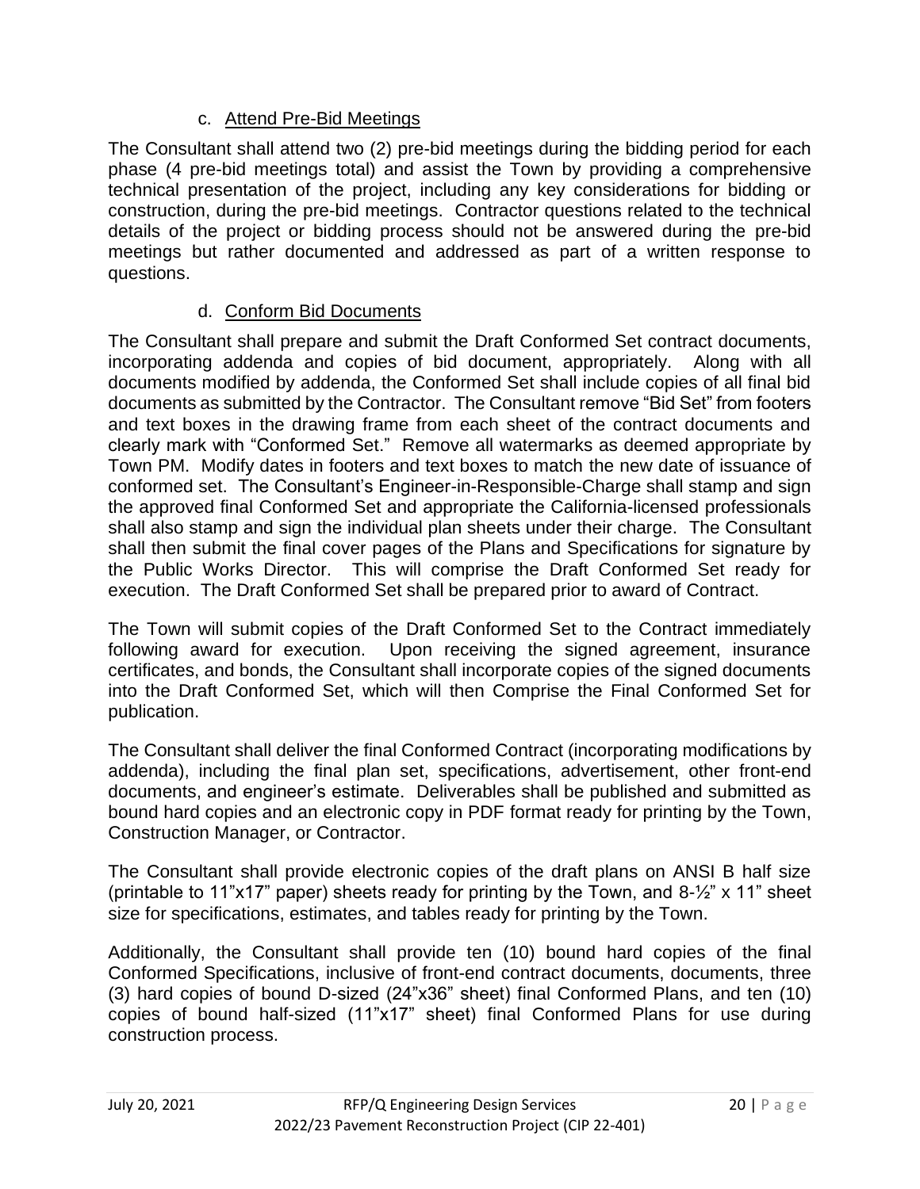c. Attend Pre-Bid Meetings

The Consultant shall attend two (2) pre-bid meetings during the bidding period for each phase (4 pre-bid meetings total) and assist the Town by providing a comprehensive technical presentation of the project, including any key considerations for bidding or construction, during the pre-bid meetings. Contractor questions related to the technical details of the project or bidding process should not be answered during the pre-bid meetings but rather documented and addressed as part of a written response to questions.

d. Conform Bid Documents

The Consultant shall prepare and submit the Draft Conformed Set contract documents, incorporating addenda and copies of bid document, appropriately. Along with all documents modified by addenda, the Conformed Set shall include copies of all final bid documents as submitted by the Contractor. The Consultant remove "Bid Set" from footers and text boxes in the drawing frame from each sheet of the contract documents and clearly mark with "Conformed Set." Remove all watermarks as deemed appropriate by Town PM. Modify dates in footers and text boxes to match the new date of issuance of conformed set. The Consultant's Engineer-in-Responsible-Charge shall stamp and sign the approved final Conformed Set and appropriate the California-licensed professionals shall also stamp and sign the individual plan sheets under their charge. The Consultant shall then submit the final cover pages of the Plans and Specifications for signature by the Public Works Director. This will comprise the Draft Conformed Set ready for execution. The Draft Conformed Set shall be prepared prior to award of Contract.

The Town will submit copies of the Draft Conformed Set to the Contract immediately following award for execution. Upon receiving the signed agreement, insurance certificates, and bonds, the Consultant shall incorporate copies of the signed documents into the Draft Conformed Set, which will then Comprise the Final Conformed Set for publication.

The Consultant shall deliver the final Conformed Contract (incorporating modifications by addenda), including the final plan set, specifications, advertisement, other front-end documents, and engineer's estimate. Deliverables shall be published and submitted as bound hard copies and an electronic copy in PDF format ready for printing by the Town, Construction Manager, or Contractor.

The Consultant shall provide electronic copies of the draft plans on ANSI B half size (printable to 11"x17" paper) sheets ready for printing by the Town, and 8-½" x 11" sheet size for specifications, estimates, and tables ready for printing by the Town.

Additionally, the Consultant shall provide ten (10) bound hard copies of the final Conformed Specifications, inclusive of front-end contract documents, documents, three (3) hard copies of bound D-sized (24"x36" sheet) final Conformed Plans, and ten (10) copies of bound half-sized (11"x17" sheet) final Conformed Plans for use during construction process.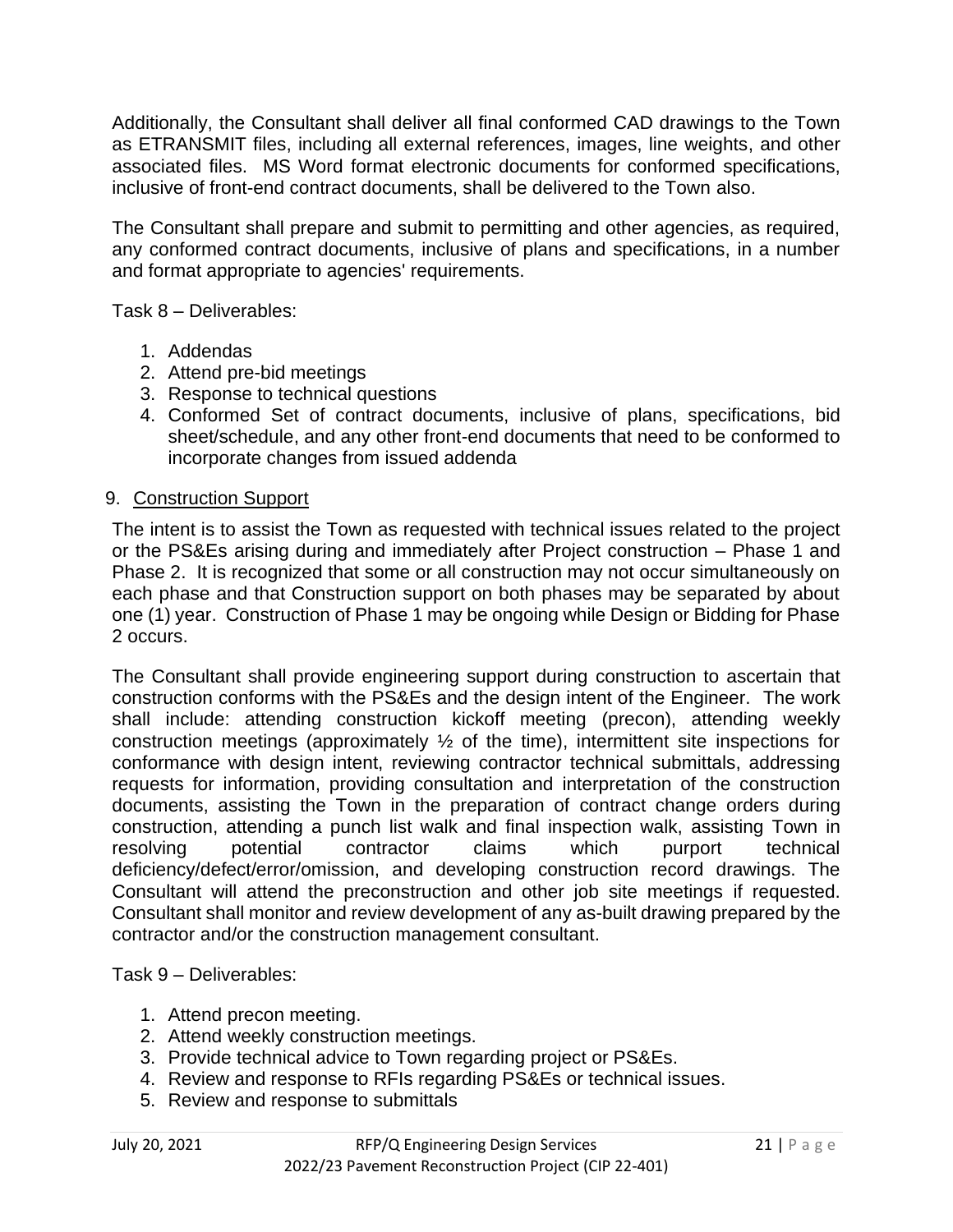Additionally, the Consultant shall deliver all final conformed CAD drawings to the Town as ETRANSMIT files, including all external references, images, line weights, and other associated files. MS Word format electronic documents for conformed specifications, inclusive of front-end contract documents, shall be delivered to the Town also.

The Consultant shall prepare and submit to permitting and other agencies, as required, any conformed contract documents, inclusive of plans and specifications, in a number and format appropriate to agencies' requirements.

Task 8 – Deliverables:

1. Addendas
2. Attend pre-bid meetings
3. Response to technical questions
4. Conformed Set of contract documents, inclusive of plans, specifications, bid sheet/schedule, and any other front-end documents that need to be conformed to incorporate changes from issued addenda

9. Construction Support

The intent is to assist the Town as requested with technical issues related to the project or the PS&Es arising during and immediately after Project construction – Phase 1 and Phase 2. It is recognized that some or all construction may not occur simultaneously on each phase and that Construction support on both phases may be separated by about one (1) year. Construction of Phase 1 may be ongoing while Design or Bidding for Phase 2 occurs.

The Consultant shall provide engineering support during construction to ascertain that construction conforms with the PS&Es and the design intent of the Engineer. The work shall include: attending construction kickoff meeting (precon), attending weekly construction meetings (approximately ½ of the time), intermittent site inspections for conformance with design intent, reviewing contractor technical submittals, addressing requests for information, providing consultation and interpretation of the construction documents, assisting the Town in the preparation of contract change orders during construction, attending a punch list walk and final inspection walk, assisting Town in resolving potential contractor claims which purport technical deficiency/defect/error/omission, and developing construction record drawings. The Consultant will attend the preconstruction and other job site meetings if requested. Consultant shall monitor and review development of any as-built drawing prepared by the contractor and/or the construction management consultant.

Task 9 – Deliverables:

1. Attend precon meeting.
2. Attend weekly construction meetings.
3. Provide technical advice to Town regarding project or PS&Es.
4. Review and response to RFIs regarding PS&Es or technical issues.
5. Review and response to submittals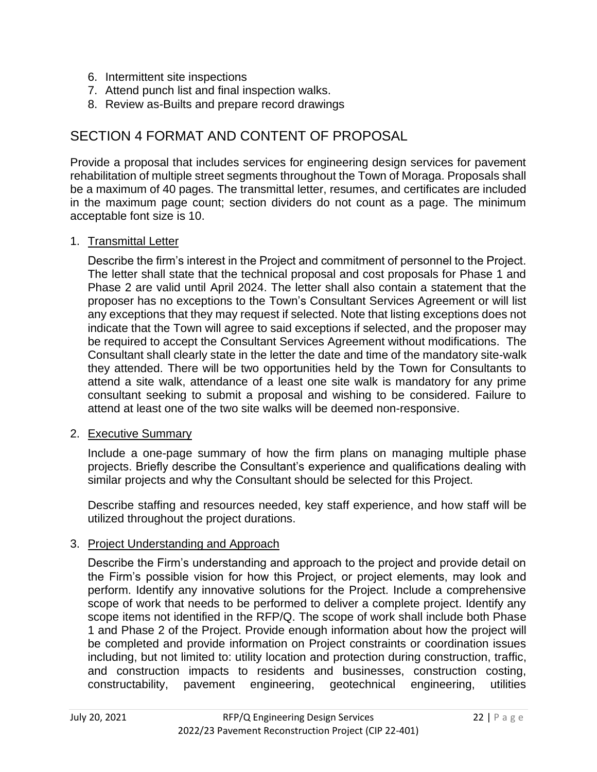6. Intermittent site inspections
7. Attend punch list and final inspection walks.
8. Review as-Builts and prepare record drawings

## SECTION 4 FORMAT AND CONTENT OF PROPOSAL

Provide a proposal that includes services for engineering design services for pavement rehabilitation of multiple street segments throughout the Town of Moraga. Proposals shall be a maximum of 40 pages. The transmittal letter, resumes, and certificates are included in the maximum page count; section dividers do not count as a page. The minimum acceptable font size is 10.

1. <u>Transmittal Letter</u>

   Describe the firm's interest in the Project and commitment of personnel to the Project. The letter shall state that the technical proposal and cost proposals for Phase 1 and Phase 2 are valid until April 2024. The letter shall also contain a statement that the proposer has no exceptions to the Town's Consultant Services Agreement or will list any exceptions that they may request if selected. Note that listing exceptions does not indicate that the Town will agree to said exceptions if selected, and the proposer may be required to accept the Consultant Services Agreement without modifications. The Consultant shall clearly state in the letter the date and time of the mandatory site-walk they attended. There will be two opportunities held by the Town for Consultants to attend a site walk, attendance of a least one site walk is mandatory for any prime consultant seeking to submit a proposal and wishing to be considered. Failure to attend at least one of the two site walks will be deemed non-responsive.

2. <u>Executive Summary</u>

   Include a one-page summary of how the firm plans on managing multiple phase projects. Briefly describe the Consultant's experience and qualifications dealing with similar projects and why the Consultant should be selected for this Project.

   Describe staffing and resources needed, key staff experience, and how staff will be utilized throughout the project durations.

3. <u>Project Understanding and Approach</u>

   Describe the Firm's understanding and approach to the project and provide detail on the Firm's possible vision for how this Project, or project elements, may look and perform. Identify any innovative solutions for the Project. Include a comprehensive scope of work that needs to be performed to deliver a complete project. Identify any scope items not identified in the RFP/Q. The scope of work shall include both Phase 1 and Phase 2 of the Project. Provide enough information about how the project will be completed and provide information on Project constraints or coordination issues including, but not limited to: utility location and protection during construction, traffic, and construction impacts to residents and businesses, construction costing, constructability, pavement engineering, geotechnical engineering, utilities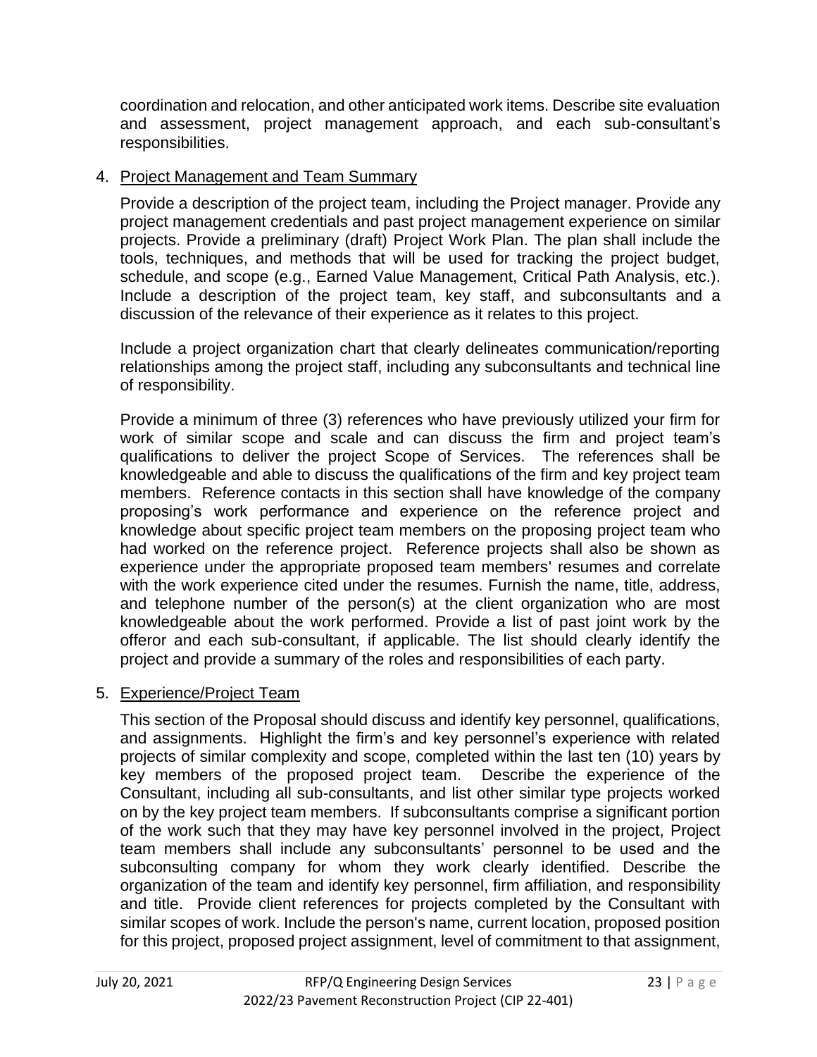coordination and relocation, and other anticipated work items. Describe site evaluation and assessment, project management approach, and each sub-consultant's responsibilities.

4. Project Management and Team Summary

   Provide a description of the project team, including the Project manager. Provide any project management credentials and past project management experience on similar projects. Provide a preliminary (draft) Project Work Plan. The plan shall include the tools, techniques, and methods that will be used for tracking the project budget, schedule, and scope (e.g., Earned Value Management, Critical Path Analysis, etc.). Include a description of the project team, key staff, and subconsultants and a discussion of the relevance of their experience as it relates to this project.

   Include a project organization chart that clearly delineates communication/reporting relationships among the project staff, including any subconsultants and technical line of responsibility.

   Provide a minimum of three (3) references who have previously utilized your firm for work of similar scope and scale and can discuss the firm and project team's qualifications to deliver the project Scope of Services. The references shall be knowledgeable and able to discuss the qualifications of the firm and key project team members. Reference contacts in this section shall have knowledge of the company proposing's work performance and experience on the reference project and knowledge about specific project team members on the proposing project team who had worked on the reference project. Reference projects shall also be shown as experience under the appropriate proposed team members' resumes and correlate with the work experience cited under the resumes. Furnish the name, title, address, and telephone number of the person(s) at the client organization who are most knowledgeable about the work performed. Provide a list of past joint work by the offeror and each sub-consultant, if applicable. The list should clearly identify the project and provide a summary of the roles and responsibilities of each party.

5. Experience/Project Team

   This section of the Proposal should discuss and identify key personnel, qualifications, and assignments. Highlight the firm's and key personnel's experience with related projects of similar complexity and scope, completed within the last ten (10) years by key members of the proposed project team. Describe the experience of the Consultant, including all sub-consultants, and list other similar type projects worked on by the key project team members. If subconsultants comprise a significant portion of the work such that they may have key personnel involved in the project, Project team members shall include any subconsultants' personnel to be used and the subconsulting company for whom they work clearly identified. Describe the organization of the team and identify key personnel, firm affiliation, and responsibility and title. Provide client references for projects completed by the Consultant with similar scopes of work. Include the person's name, current location, proposed position for this project, proposed project assignment, level of commitment to that assignment,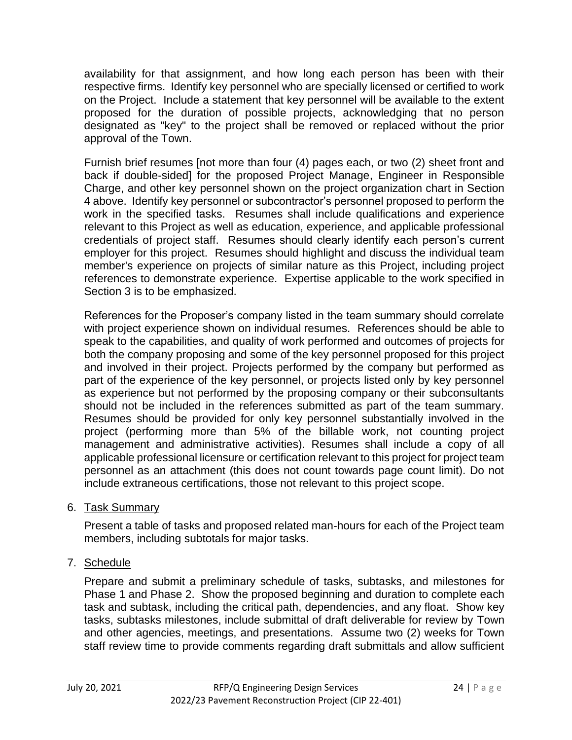availability for that assignment, and how long each person has been with their respective firms. Identify key personnel who are specially licensed or certified to work on the Project. Include a statement that key personnel will be available to the extent proposed for the duration of possible projects, acknowledging that no person designated as "key" to the project shall be removed or replaced without the prior approval of the Town.

Furnish brief resumes [not more than four (4) pages each, or two (2) sheet front and back if double-sided] for the proposed Project Manage, Engineer in Responsible Charge, and other key personnel shown on the project organization chart in Section 4 above. Identify key personnel or subcontractor's personnel proposed to perform the work in the specified tasks. Resumes shall include qualifications and experience relevant to this Project as well as education, experience, and applicable professional credentials of project staff. Resumes should clearly identify each person's current employer for this project. Resumes should highlight and discuss the individual team member's experience on projects of similar nature as this Project, including project references to demonstrate experience. Expertise applicable to the work specified in Section 3 is to be emphasized.

References for the Proposer's company listed in the team summary should correlate with project experience shown on individual resumes. References should be able to speak to the capabilities, and quality of work performed and outcomes of projects for both the company proposing and some of the key personnel proposed for this project and involved in their project. Projects performed by the company but performed as part of the experience of the key personnel, or projects listed only by key personnel as experience but not performed by the proposing company or their subconsultants should not be included in the references submitted as part of the team summary. Resumes should be provided for only key personnel substantially involved in the project (performing more than 5% of the billable work, not counting project management and administrative activities). Resumes shall include a copy of all applicable professional licensure or certification relevant to this project for project team personnel as an attachment (this does not count towards page count limit). Do not include extraneous certifications, those not relevant to this project scope.

6. Task Summary

   Present a table of tasks and proposed related man-hours for each of the Project team members, including subtotals for major tasks.

7. Schedule

   Prepare and submit a preliminary schedule of tasks, subtasks, and milestones for Phase 1 and Phase 2. Show the proposed beginning and duration to complete each task and subtask, including the critical path, dependencies, and any float. Show key tasks, subtasks milestones, include submittal of draft deliverable for review by Town and other agencies, meetings, and presentations. Assume two (2) weeks for Town staff review time to provide comments regarding draft submittals and allow sufficient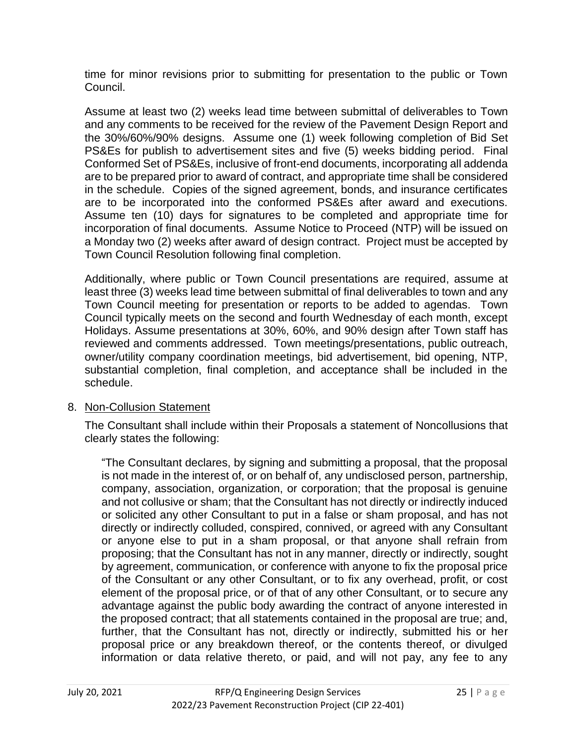time for minor revisions prior to submitting for presentation to the public or Town Council.

Assume at least two (2) weeks lead time between submittal of deliverables to Town and any comments to be received for the review of the Pavement Design Report and the 30%/60%/90% designs. Assume one (1) week following completion of Bid Set PS&Es for publish to advertisement sites and five (5) weeks bidding period. Final Conformed Set of PS&Es, inclusive of front-end documents, incorporating all addenda are to be prepared prior to award of contract, and appropriate time shall be considered in the schedule. Copies of the signed agreement, bonds, and insurance certificates are to be incorporated into the conformed PS&Es after award and executions. Assume ten (10) days for signatures to be completed and appropriate time for incorporation of final documents. Assume Notice to Proceed (NTP) will be issued on a Monday two (2) weeks after award of design contract. Project must be accepted by Town Council Resolution following final completion.

Additionally, where public or Town Council presentations are required, assume at least three (3) weeks lead time between submittal of final deliverables to town and any Town Council meeting for presentation or reports to be added to agendas. Town Council typically meets on the second and fourth Wednesday of each month, except Holidays. Assume presentations at 30%, 60%, and 90% design after Town staff has reviewed and comments addressed. Town meetings/presentations, public outreach, owner/utility company coordination meetings, bid advertisement, bid opening, NTP, substantial completion, final completion, and acceptance shall be included in the schedule.

8. <u>Non-Collusion Statement</u>

   The Consultant shall include within their Proposals a statement of Noncollusions that clearly states the following:

   > "The Consultant declares, by signing and submitting a proposal, that the proposal is not made in the interest of, or on behalf of, any undisclosed person, partnership, company, association, organization, or corporation; that the proposal is genuine and not collusive or sham; that the Consultant has not directly or indirectly induced or solicited any other Consultant to put in a false or sham proposal, and has not directly or indirectly colluded, conspired, connived, or agreed with any Consultant or anyone else to put in a sham proposal, or that anyone shall refrain from proposing; that the Consultant has not in any manner, directly or indirectly, sought by agreement, communication, or conference with anyone to fix the proposal price of the Consultant or any other Consultant, or to fix any overhead, profit, or cost element of the proposal price, or of that of any other Consultant, or to secure any advantage against the public body awarding the contract of anyone interested in the proposed contract; that all statements contained in the proposal are true; and, further, that the Consultant has not, directly or indirectly, submitted his or her proposal price or any breakdown thereof, or the contents thereof, or divulged information or data relative thereto, or paid, and will not pay, any fee to any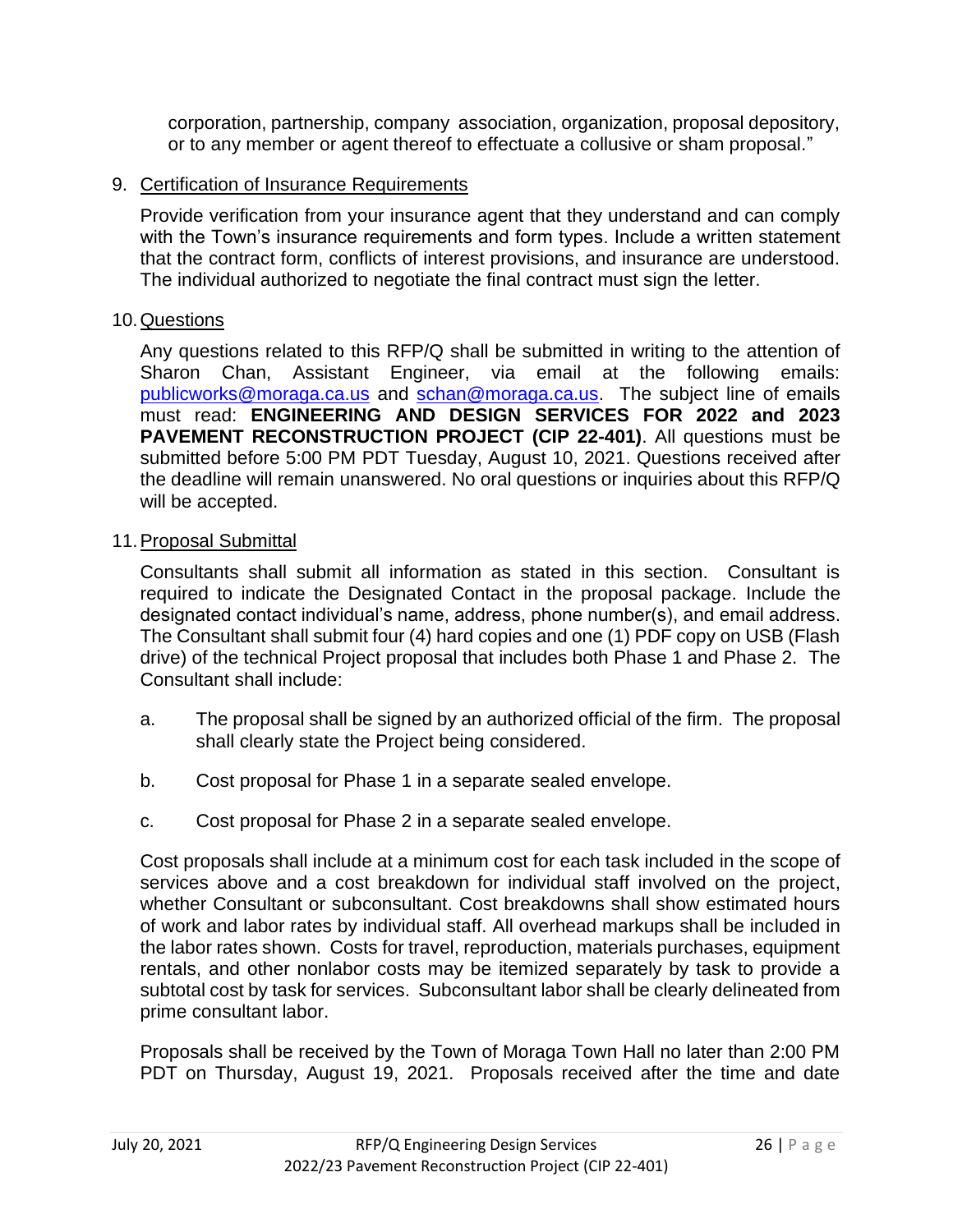corporation, partnership, company association, organization, proposal depository, or to any member or agent thereof to effectuate a collusive or sham proposal."

9. Certification of Insurance Requirements

   Provide verification from your insurance agent that they understand and can comply with the Town's insurance requirements and form types. Include a written statement that the contract form, conflicts of interest provisions, and insurance are understood. The individual authorized to negotiate the final contract must sign the letter.

10. Questions

    Any questions related to this RFP/Q shall be submitted in writing to the attention of Sharon Chan, Assistant Engineer, via email at the following emails: publicworks@moraga.ca.us and schan@moraga.ca.us. The subject line of emails must read: **ENGINEERING AND DESIGN SERVICES FOR 2022 and 2023 PAVEMENT RECONSTRUCTION PROJECT (CIP 22-401)**. All questions must be submitted before 5:00 PM PDT Tuesday, August 10, 2021. Questions received after the deadline will remain unanswered. No oral questions or inquiries about this RFP/Q will be accepted.

11. Proposal Submittal

    Consultants shall submit all information as stated in this section. Consultant is required to indicate the Designated Contact in the proposal package. Include the designated contact individual's name, address, phone number(s), and email address. The Consultant shall submit four (4) hard copies and one (1) PDF copy on USB (Flash drive) of the technical Project proposal that includes both Phase 1 and Phase 2. The Consultant shall include:

    a. The proposal shall be signed by an authorized official of the firm. The proposal shall clearly state the Project being considered.

    b. Cost proposal for Phase 1 in a separate sealed envelope.

    c. Cost proposal for Phase 2 in a separate sealed envelope.

    Cost proposals shall include at a minimum cost for each task included in the scope of services above and a cost breakdown for individual staff involved on the project, whether Consultant or subconsultant. Cost breakdowns shall show estimated hours of work and labor rates by individual staff. All overhead markups shall be included in the labor rates shown. Costs for travel, reproduction, materials purchases, equipment rentals, and other nonlabor costs may be itemized separately by task to provide a subtotal cost by task for services. Subconsultant labor shall be clearly delineated from prime consultant labor.

    Proposals shall be received by the Town of Moraga Town Hall no later than 2:00 PM PDT on Thursday, August 19, 2021. Proposals received after the time and date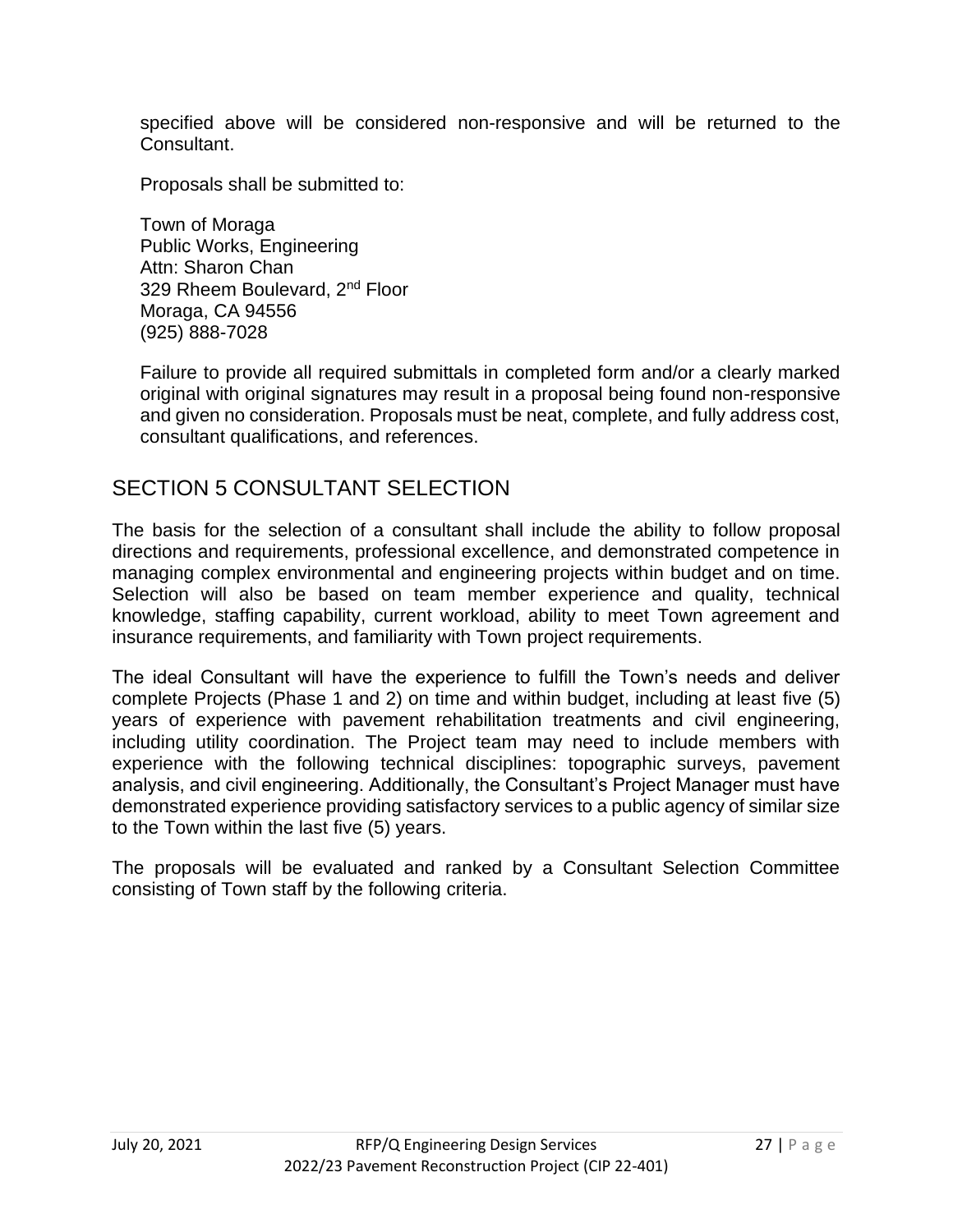specified above will be considered non-responsive and will be returned to the Consultant.

Proposals shall be submitted to:

Town of Moraga
Public Works, Engineering
Attn: Sharon Chan
329 Rheem Boulevard, 2nd Floor
Moraga, CA 94556
(925) 888-7028

Failure to provide all required submittals in completed form and/or a clearly marked original with original signatures may result in a proposal being found non-responsive and given no consideration. Proposals must be neat, complete, and fully address cost, consultant qualifications, and references.

## SECTION 5 CONSULTANT SELECTION

The basis for the selection of a consultant shall include the ability to follow proposal directions and requirements, professional excellence, and demonstrated competence in managing complex environmental and engineering projects within budget and on time. Selection will also be based on team member experience and quality, technical knowledge, staffing capability, current workload, ability to meet Town agreement and insurance requirements, and familiarity with Town project requirements.

The ideal Consultant will have the experience to fulfill the Town's needs and deliver complete Projects (Phase 1 and 2) on time and within budget, including at least five (5) years of experience with pavement rehabilitation treatments and civil engineering, including utility coordination. The Project team may need to include members with experience with the following technical disciplines: topographic surveys, pavement analysis, and civil engineering. Additionally, the Consultant's Project Manager must have demonstrated experience providing satisfactory services to a public agency of similar size to the Town within the last five (5) years.

The proposals will be evaluated and ranked by a Consultant Selection Committee consisting of Town staff by the following criteria.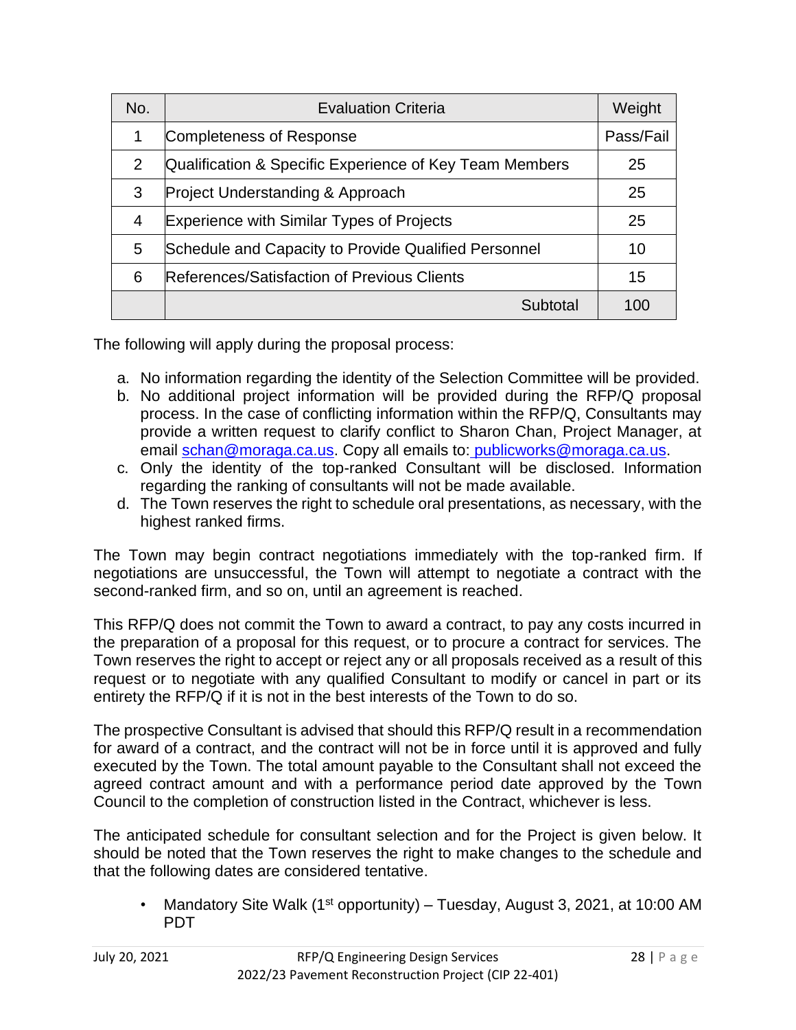| No. | Evaluation Criteria | Weight |
|---|---|---|
| 1 | Completeness of Response | Pass/Fail |
| 2 | Qualification & Specific Experience of Key Team Members | 25 |
| 3 | Project Understanding & Approach | 25 |
| 4 | Experience with Similar Types of Projects | 25 |
| 5 | Schedule and Capacity to Provide Qualified Personnel | 10 |
| 6 | References/Satisfaction of Previous Clients | 15 |
| | Subtotal | 100 |

The following will apply during the proposal process:

a. No information regarding the identity of the Selection Committee will be provided.
b. No additional project information will be provided during the RFP/Q proposal process. In the case of conflicting information within the RFP/Q, Consultants may provide a written request to clarify conflict to Sharon Chan, Project Manager, at email schan@moraga.ca.us. Copy all emails to: publicworks@moraga.ca.us.
c. Only the identity of the top-ranked Consultant will be disclosed. Information regarding the ranking of consultants will not be made available.
d. The Town reserves the right to schedule oral presentations, as necessary, with the highest ranked firms.

The Town may begin contract negotiations immediately with the top-ranked firm. If negotiations are unsuccessful, the Town will attempt to negotiate a contract with the second-ranked firm, and so on, until an agreement is reached.

This RFP/Q does not commit the Town to award a contract, to pay any costs incurred in the preparation of a proposal for this request, or to procure a contract for services. The Town reserves the right to accept or reject any or all proposals received as a result of this request or to negotiate with any qualified Consultant to modify or cancel in part or its entirety the RFP/Q if it is not in the best interests of the Town to do so.

The prospective Consultant is advised that should this RFP/Q result in a recommendation for award of a contract, and the contract will not be in force until it is approved and fully executed by the Town. The total amount payable to the Consultant shall not exceed the agreed contract amount and with a performance period date approved by the Town Council to the completion of construction listed in the Contract, whichever is less.

The anticipated schedule for consultant selection and for the Project is given below. It should be noted that the Town reserves the right to make changes to the schedule and that the following dates are considered tentative.

- Mandatory Site Walk (1st opportunity) – Tuesday, August 3, 2021, at 10:00 AM PDT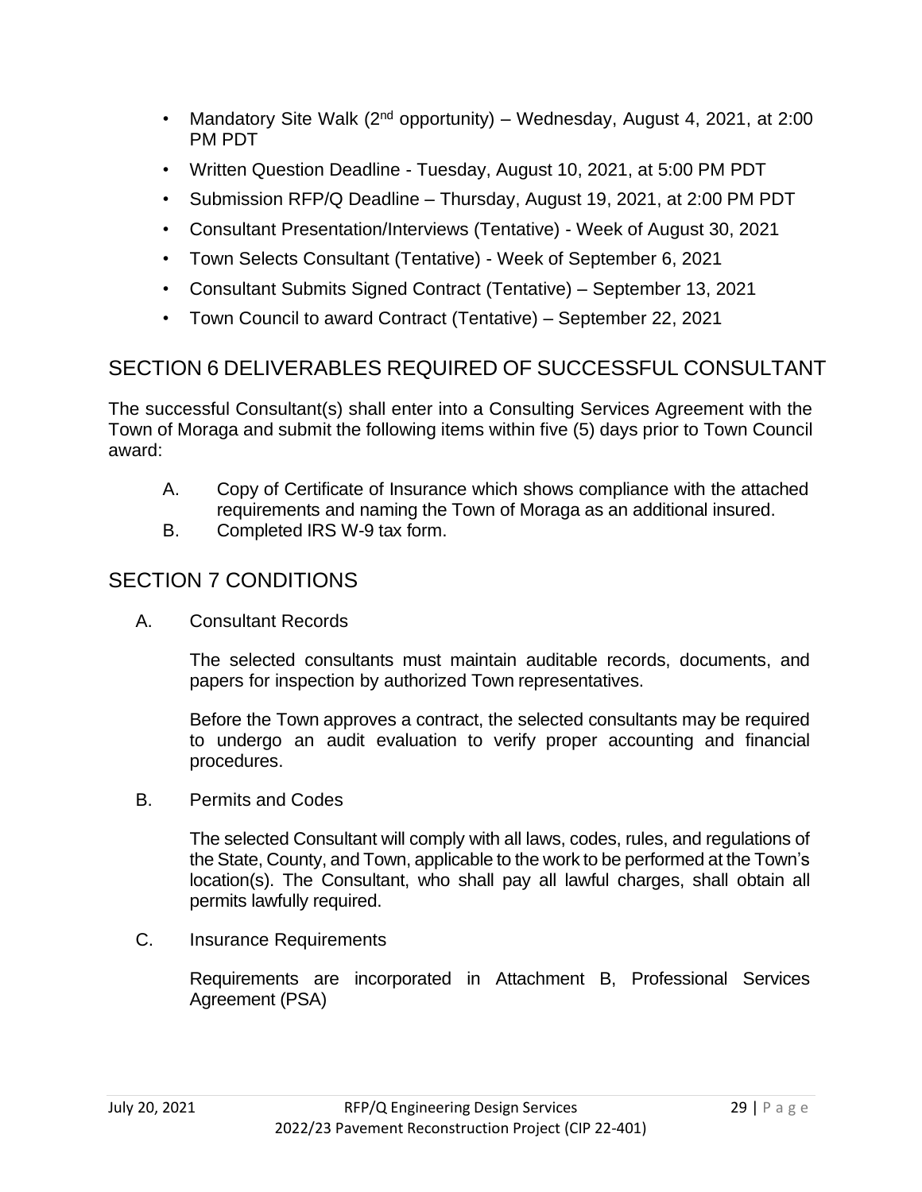- Mandatory Site Walk (2nd opportunity) – Wednesday, August 4, 2021, at 2:00 PM PDT
- Written Question Deadline - Tuesday, August 10, 2021, at 5:00 PM PDT
- Submission RFP/Q Deadline – Thursday, August 19, 2021, at 2:00 PM PDT
- Consultant Presentation/Interviews (Tentative) - Week of August 30, 2021
- Town Selects Consultant (Tentative) - Week of September 6, 2021
- Consultant Submits Signed Contract (Tentative) – September 13, 2021
- Town Council to award Contract (Tentative) – September 22, 2021

## SECTION 6 DELIVERABLES REQUIRED OF SUCCESSFUL CONSULTANT

The successful Consultant(s) shall enter into a Consulting Services Agreement with the Town of Moraga and submit the following items within five (5) days prior to Town Council award:

A. Copy of Certificate of Insurance which shows compliance with the attached requirements and naming the Town of Moraga as an additional insured.
B. Completed IRS W-9 tax form.

## SECTION 7 CONDITIONS

A. Consultant Records

The selected consultants must maintain auditable records, documents, and papers for inspection by authorized Town representatives.

Before the Town approves a contract, the selected consultants may be required to undergo an audit evaluation to verify proper accounting and financial procedures.

B. Permits and Codes

The selected Consultant will comply with all laws, codes, rules, and regulations of the State, County, and Town, applicable to the work to be performed at the Town's location(s). The Consultant, who shall pay all lawful charges, shall obtain all permits lawfully required.

C. Insurance Requirements

Requirements are incorporated in Attachment B, Professional Services Agreement (PSA)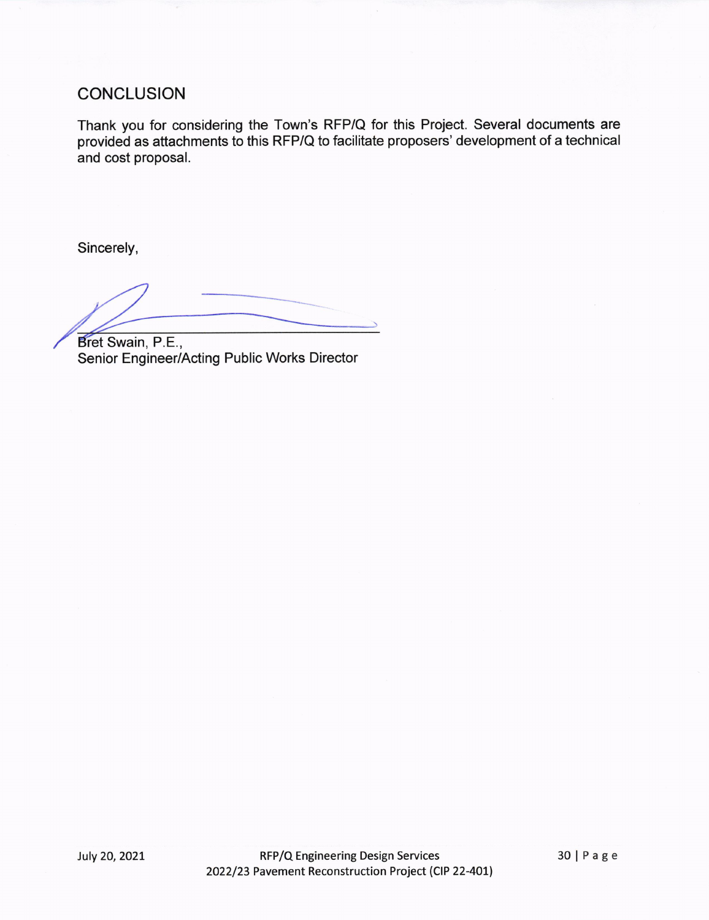## CONCLUSION

Thank you for considering the Town's RFP/Q for this Project. Several documents are provided as attachments to this RFP/Q to facilitate proposers' development of a technical and cost proposal.

Sincerely,

Bret Swain, P.E.,
Senior Engineer/Acting Public Works Director